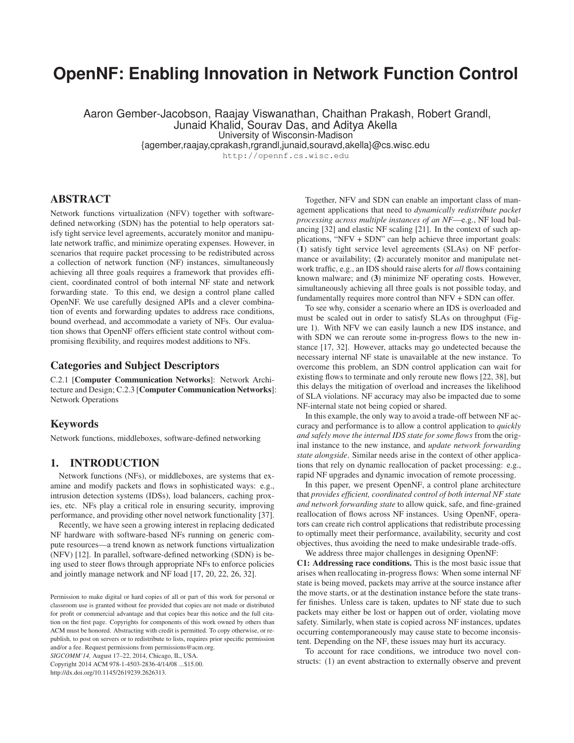# OpenNF: Enabling Innovation in Network Function Control

Aaron Gember-Jacobson, Raajay Viswanathan, Chaithan Prakash, Robert Grandl, Junaid Khalid, Sourav Das, and Aditya Akella
University of Wisconsin-Madison
{agember,raajay,cprakash,rgrandl,junaid,souravd,akella}@cs.wisc.edu
http://opennf.cs.wisc.edu

## ABSTRACT

Network functions virtualization (NFV) together with software-defined networking (SDN) has the potential to help operators satisfy tight service level agreements, accurately monitor and manipulate network traffic, and minimize operating expenses. However, in scenarios that require packet processing to be redistributed across a collection of network function (NF) instances, simultaneously achieving all three goals requires a framework that provides efficient, coordinated control of both internal NF state and network forwarding state. To this end, we design a control plane called OpenNF. We use carefully designed APIs and a clever combination of events and forwarding updates to address race conditions, bound overhead, and accommodate a variety of NFs. Our evaluation shows that OpenNF offers efficient state control without compromising flexibility, and requires modest additions to NFs.

## Categories and Subject Descriptors

C.2.1 [**Computer Communication Networks**]: Network Architecture and Design; C.2.3 [**Computer Communication Networks**]: Network Operations

## Keywords

Network functions, middleboxes, software-defined networking

## 1. INTRODUCTION

Network functions (NFs), or middleboxes, are systems that examine and modify packets and flows in sophisticated ways: e.g., intrusion detection systems (IDSs), load balancers, caching proxies, etc. NFs play a critical role in ensuring security, improving performance, and providing other novel network functionality [37].

Recently, we have seen a growing interest in replacing dedicated NF hardware with software-based NFs running on generic compute resources—a trend known as network functions virtualization (NFV) [12]. In parallel, software-defined networking (SDN) is being used to steer flows through appropriate NFs to enforce policies and jointly manage network and NF load [17, 20, 22, 26, 32].

Permission to make digital or hard copies of all or part of this work for personal or classroom use is granted without fee provided that copies are not made or distributed for profit or commercial advantage and that copies bear this notice and the full citation on the first page. Copyrights for components of this work owned by others than ACM must be honored. Abstracting with credit is permitted. To copy otherwise, or republish, to post on servers or to redistribute to lists, requires prior specific permission and/or a fee. Request permissions from permissions@acm.org.
*SIGCOMM'14,* August 17–22, 2014, Chicago, IL, USA.
Copyright 2014 ACM 978-1-4503-2836-4/14/08 ...$15.00.
http://dx.doi.org/10.1145/2619239.2626313.

Together, NFV and SDN can enable an important class of management applications that need to *dynamically redistribute packet processing across multiple instances of an NF*—e.g., NF load balancing [32] and elastic NF scaling [21]. In the context of such applications, "NFV + SDN" can help achieve three important goals: (**1**) satisfy tight service level agreements (SLAs) on NF performance or availability; (**2**) accurately monitor and manipulate network traffic, e.g., an IDS should raise alerts for *all* flows containing known malware; and (**3**) minimize NF operating costs. However, simultaneously achieving all three goals is not possible today, and fundamentally requires more control than NFV + SDN can offer.

To see why, consider a scenario where an IDS is overloaded and must be scaled out in order to satisfy SLAs on throughput (Figure 1). With NFV we can easily launch a new IDS instance, and with SDN we can reroute some in-progress flows to the new instance [17, 32]. However, attacks may go undetected because the necessary internal NF state is unavailable at the new instance. To overcome this problem, an SDN control application can wait for existing flows to terminate and only reroute new flows [22, 38], but this delays the mitigation of overload and increases the likelihood of SLA violations. NF accuracy may also be impacted due to some NF-internal state not being copied or shared.

In this example, the only way to avoid a trade-off between NF accuracy and performance is to allow a control application to *quickly and safely move the internal IDS state for some flows* from the original instance to the new instance, and *update network forwarding state alongside*. Similar needs arise in the context of other applications that rely on dynamic reallocation of packet processing: e.g., rapid NF upgrades and dynamic invocation of remote processing.

In this paper, we present OpenNF, a control plane architecture that *provides efficient, coordinated control of both internal NF state and network forwarding state* to allow quick, safe, and fine-grained reallocation of flows across NF instances. Using OpenNF, operators can create rich control applications that redistribute processing to optimally meet their performance, availability, security and cost objectives, thus avoiding the need to make undesirable trade-offs.

We address three major challenges in designing OpenNF:

**C1: Addressing race conditions.** This is the most basic issue that arises when reallocating in-progress flows: When some internal NF state is being moved, packets may arrive at the source instance after the move starts, or at the destination instance before the state transfer finishes. Unless care is taken, updates to NF state due to such packets may either be lost or happen out of order, violating move safety. Similarly, when state is copied across NF instances, updates occurring contemporaneously may cause state to become inconsistent. Depending on the NF, these issues may hurt its accuracy.

To account for race conditions, we introduce two novel constructs: (1) an event abstraction to externally observe and prevent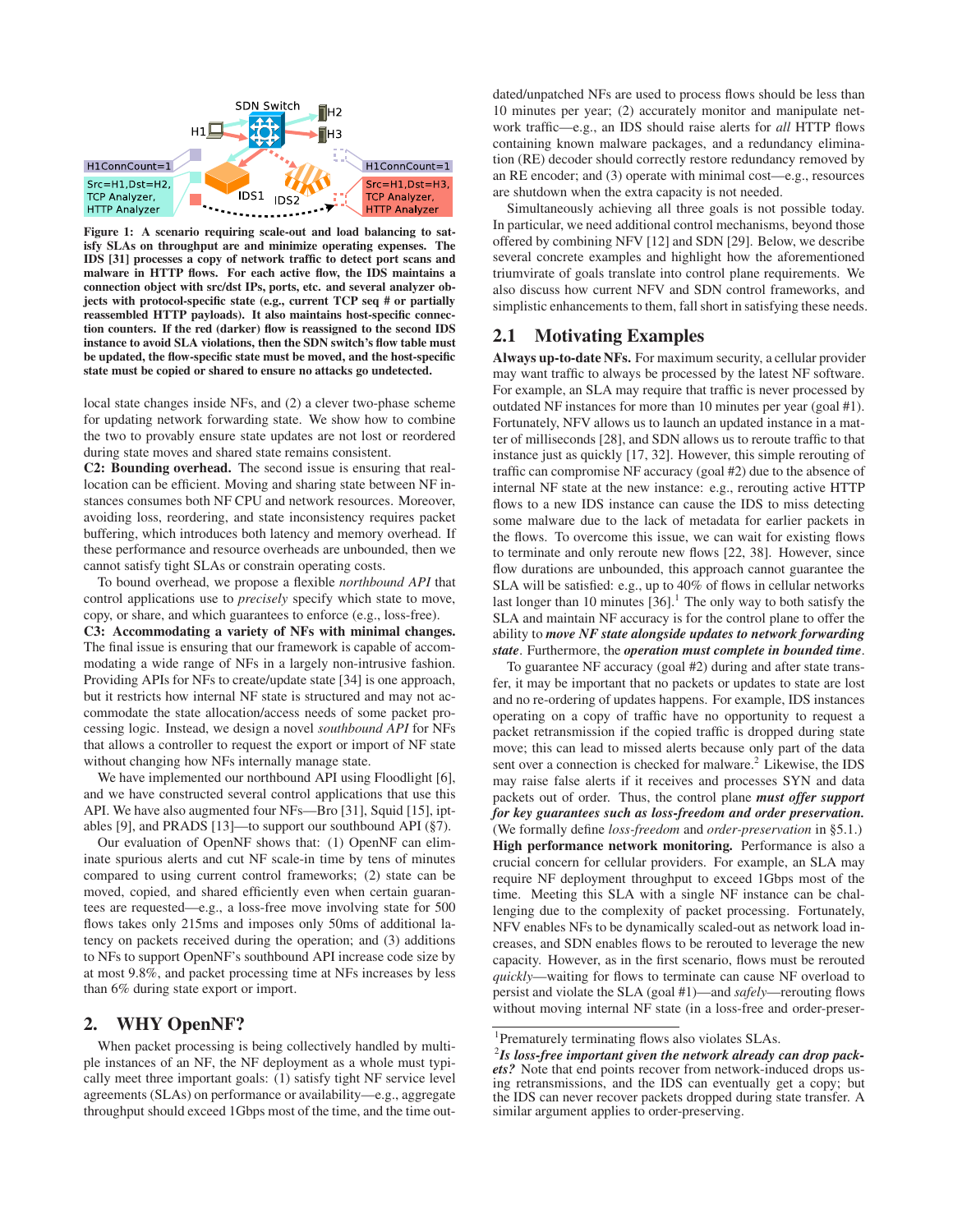Figure 1: A scenario requiring scale-out and load balancing to satisfy SLAs on throughput and minimize operating expenses. The IDS [31] processes a copy of network traffic to detect port scans and malware in HTTP flows. For each active flow, the IDS maintains a connection object with src/dst IPs, ports, etc. and several analyzer objects with protocol-specific state (e.g., current TCP seq # or partially reassembled HTTP payloads). It also maintains host-specific connection counters. If the red (darker) flow is reassigned to the second IDS instance to avoid SLA violations, then the SDN switch's flow table must be updated, the flow-specific state must be moved, and the host-specific state must be copied or shared to ensure no attacks go undetected.

local state changes inside NFs, and (2) a clever two-phase scheme for updating network forwarding state. We show how to combine the two to provably ensure state updates are not lost or reordered during state moves and shared state remains consistent.

**C2: Bounding overhead.** The second issue is ensuring that reallocation can be efficient. Moving and sharing state between NF instances consumes both NF CPU and network resources. Moreover, avoiding loss, reordering, and state inconsistency requires packet buffering, which introduces both latency and memory overhead. If these performance and resource overheads are unbounded, then we cannot satisfy tight SLAs or constrain operating costs.

To bound overhead, we propose a flexible *northbound API* that control applications use to *precisely* specify which state to move, copy, or share, and which guarantees to enforce (e.g., loss-free).

**C3: Accommodating a variety of NFs with minimal changes.** The final issue is ensuring that our framework is capable of accommodating a wide range of NFs in a largely non-intrusive fashion. Providing APIs for NFs to create/update state [34] is one approach, but it restricts how internal NF state is structured and may not accommodate the state allocation/access needs of some packet processing logic. Instead, we design a novel *southbound API* for NFs that allows a controller to request the export or import of NF state without changing how NFs internally manage state.

We have implemented our northbound API using Floodlight [6], and we have constructed several control applications that use this API. We have also augmented four NFs—Bro [31], Squid [15], iptables [9], and PRADS [13]—to support our southbound API (§7).

Our evaluation of OpenNF shows that: (1) OpenNF can eliminate spurious alerts and cut NF scale-in time by tens of minutes compared to using current control frameworks; (2) state can be moved, copied, and shared efficiently even when certain guarantees are requested—e.g., a loss-free move involving state for 500 flows takes only 215ms and imposes only 50ms of additional latency on packets received during the operation; and (3) additions to NFs to support OpenNF's southbound API increase code size by at most 9.8%, and packet processing time at NFs increases by less than 6% during state export or import.

## 2. WHY OpenNF?

When packet processing is being collectively handled by multiple instances of an NF, the NF deployment as a whole must typically meet three important goals: (1) satisfy tight NF service level agreements (SLAs) on performance or availability—e.g., aggregate throughput should exceed 1Gbps most of the time, and the time outdated/unpatched NFs are used to process flows should be less than 10 minutes per year; (2) accurately monitor and manipulate network traffic—e.g., an IDS should raise alerts for *all* HTTP flows containing known malware packages, and a redundancy elimination (RE) decoder should correctly restore redundancy removed by an RE encoder; and (3) operate with minimal cost—e.g., resources are shutdown when the extra capacity is not needed.

Simultaneously achieving all three goals is not possible today. In particular, we need additional control mechanisms, beyond those offered by combining NFV [12] and SDN [29]. Below, we describe several concrete examples and highlight how the aforementioned triumvirate of goals translate into control plane requirements. We also discuss how current NFV and SDN control frameworks, and simplistic enhancements to them, fall short in satisfying these needs.

### 2.1 Motivating Examples

**Always up-to-date NFs.** For maximum security, a cellular provider may want traffic to always be processed by the latest NF software. For example, an SLA may require that traffic is never processed by outdated NF instances for more than 10 minutes per year (goal #1). Fortunately, NFV allows us to launch an updated instance in a matter of milliseconds [28], and SDN allows us to reroute traffic to that instance just as quickly [17, 32]. However, this simple rerouting of traffic can compromise NF accuracy (goal #2) due to the absence of internal NF state at the new instance: e.g., rerouting active HTTP flows to a new IDS instance can cause the IDS to miss detecting some malware due to the lack of metadata for earlier packets in the flows. To overcome this issue, we can wait for existing flows to terminate and only reroute new flows [22, 38]. However, since flow durations are unbounded, this approach cannot guarantee the SLA will be satisfied: e.g., up to 40% of flows in cellular networks last longer than 10 minutes [36].[1] The only way to both satisfy the SLA and maintain NF accuracy is for the control plane to offer the ability to ***move NF state alongside updates to network forwarding state***. Furthermore, the ***operation must complete in bounded time***.

To guarantee NF accuracy (goal #2) during and after state transfer, it may be important that no packets or updates to state are lost and no re-ordering of updates happens. For example, IDS instances operating on a copy of traffic have no opportunity to request a packet retransmission if the copied traffic is dropped during state move; this can lead to missed alerts because only part of the data sent over a connection is checked for malware.[2] Likewise, the IDS may raise false alerts if it receives and processes SYN and data packets out of order. Thus, the control plane ***must offer support for key guarantees such as loss-freedom and order preservation.*** (We formally define *loss-freedom* and *order-preservation* in §5.1.)

**High performance network monitoring.** Performance is also a crucial concern for cellular providers. For example, an SLA may require NF deployment throughput to exceed 1Gbps most of the time. Meeting this SLA with a single NF instance can be challenging due to the complexity of packet processing. Fortunately, NFV enables NFs to be dynamically scaled-out as network load increases, and SDN enables flows to be rerouted to leverage the new capacity. However, as in the first scenario, flows must be rerouted *quickly*—waiting for flows to terminate can cause NF overload to persist and violate the SLA (goal #1)—and *safely*—rerouting flows without moving internal NF state (in a loss-free and order-preser-

[1] Prematurely terminating flows also violates SLAs.

[2] ***Is loss-free important given the network already can drop packets?*** Note that end points recover from network-induced drops using retransmissions, and the IDS can eventually get a copy; but the IDS can never recover packets dropped during state transfer. A similar argument applies to order-preserving.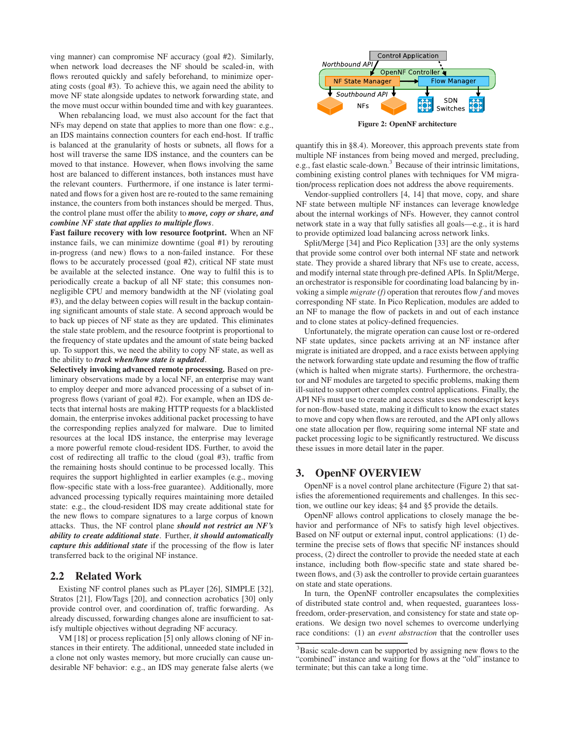ving manner) can compromise NF accuracy (goal #2). Similarly, when network load decreases the NF should be scaled-in, with flows rerouted quickly and safely beforehand, to minimize operating costs (goal #3). To achieve this, we again need the ability to move NF state alongside updates to network forwarding state, and the move must occur within bounded time and with key guarantees.

When rebalancing load, we must also account for the fact that NFs may depend on state that applies to more than one flow: e.g., an IDS maintains connection counters for each end-host. If traffic is balanced at the granularity of hosts or subnets, all flows for a host will traverse the same IDS instance, and the counters can be moved to that instance. However, when flows involving the same host are balanced to different instances, both instances must have the relevant counters. Furthermore, if one instance is later terminated and flows for a given host are re-routed to the same remaining instance, the counters from both instances should be merged. Thus, the control plane must offer the ability to ***move, copy or share, and combine NF state that applies to multiple flows***.

**Fast failure recovery with low resource footprint.** When an NF instance fails, we can minimize downtime (goal #1) by rerouting in-progress (and new) flows to a non-failed instance. For these flows to be accurately processed (goal #2), critical NF state must be available at the selected instance. One way to fulfil this is to periodically create a backup of all NF state; this consumes non-negligible CPU and memory bandwidth at the NF (violating goal #3), and the delay between copies will result in the backup containing significant amounts of stale state. A second approach would be to back up pieces of NF state as they are updated. This eliminates the stale state problem, and the resource footprint is proportional to the frequency of state updates and the amount of state being backed up. To support this, we need the ability to copy NF state, as well as the ability to ***track when/how state is updated***.

**Selectively invoking advanced remote processing.** Based on preliminary observations made by a local NF, an enterprise may want to employ deeper and more advanced processing of a subset of in-progress flows (variant of goal #2). For example, when an IDS detects that internal hosts are making HTTP requests for a blacklisted domain, the enterprise invokes additional packet processing to have the corresponding replies analyzed for malware. Due to limited resources at the local IDS instance, the enterprise may leverage a more powerful remote cloud-resident IDS. Further, to avoid the cost of redirecting all traffic to the cloud (goal #3), traffic from the remaining hosts should continue to be processed locally. This requires the support highlighted in earlier examples (e.g., moving flow-specific state with a loss-free guarantee). Additionally, more advanced processing typically requires maintaining more detailed state: e.g., the cloud-resident IDS may create additional state for the new flows to compare signatures to a large corpus of known attacks. Thus, the NF control plane ***should not restrict an NF's ability to create additional state***. Further, ***it should automatically capture this additional state*** if the processing of the flow is later transferred back to the original NF instance.

## 2.2 Related Work

Existing NF control planes such as PLayer [26], SIMPLE [32], Stratos [21], FlowTags [20], and connection acrobatics [30] only provide control over, and coordination of, traffic forwarding. As already discussed, forwarding changes alone are insufficient to satisfy multiple objectives without degrading NF accuracy.

VM [18] or process replication [5] only allows cloning of NF instances in their entirety. The additional, unneeded state included in a clone not only wastes memory, but more crucially can cause undesirable NF behavior: e.g., an IDS may generate false alerts (we quantify this in §8.4). Moreover, this approach prevents state from multiple NF instances from being moved and merged, precluding, e.g., fast elastic scale-down.[3] Because of their intrinsic limitations, combining existing control planes with techniques for VM migration/process replication does not address the above requirements.

Vendor-supplied controllers [4, 14] that move, copy, and share NF state between multiple NF instances can leverage knowledge about the internal workings of NFs. However, they cannot control network state in a way that fully satisfies all goals—e.g., it is hard to provide optimized load balancing across network links.

Split/Merge [34] and Pico Replication [33] are the only systems that provide some control over both internal NF state and network state. They provide a shared library that NFs use to create, access, and modify internal state through pre-defined APIs. In Split/Merge, an orchestrator is responsible for coordinating load balancing by invoking a simple *migrate (f)* operation that reroutes flow *f* and moves corresponding NF state. In Pico Replication, modules are added to an NF to manage the flow of packets in and out of each instance and to clone states at policy-defined frequencies.

Unfortunately, the migrate operation can cause lost or re-ordered NF state updates, since packets arriving at an NF instance after migrate is initiated are dropped, and a race exists between applying the network forwarding state update and resuming the flow of traffic (which is halted when migrate starts). Furthermore, the orchestrator and NF modules are targeted to specific problems, making them ill-suited to support other complex control applications. Finally, the API NFs must use to create and access states uses nondescript keys for non-flow-based state, making it difficult to know the exact states to move and copy when flows are rerouted, and the API only allows one state allocation per flow, requiring some internal NF state and packet processing logic to be significantly restructured. We discuss these issues in more detail later in the paper.

Control Application
Northbound API
OpenNF Controller
NF State Manager
Flow Manager
Southbound API
NFs
SDN Switches

**Figure 2: OpenNF architecture**

# 3. OpenNF OVERVIEW

OpenNF is a novel control plane architecture (Figure 2) that satisfies the aforementioned requirements and challenges. In this section, we outline our key ideas; §4 and §5 provide the details.

OpenNF allows control applications to closely manage the behavior and performance of NFs to satisfy high level objectives. Based on NF output or external input, control applications: (1) determine the precise sets of flows that specific NF instances should process, (2) direct the controller to provide the needed state at each instance, including both flow-specific state and state shared between flows, and (3) ask the controller to provide certain guarantees on state and state operations.

In turn, the OpenNF controller encapsulates the complexities of distributed state control and, when requested, guarantees loss-freedom, order-preservation, and consistency for state and state operations. We design two novel schemes to overcome underlying race conditions: (1) an *event abstraction* that the controller uses

[3]Basic scale-down can be supported by assigning new flows to the "combined" instance and waiting for flows at the "old" instance to terminate; but this can take a long time.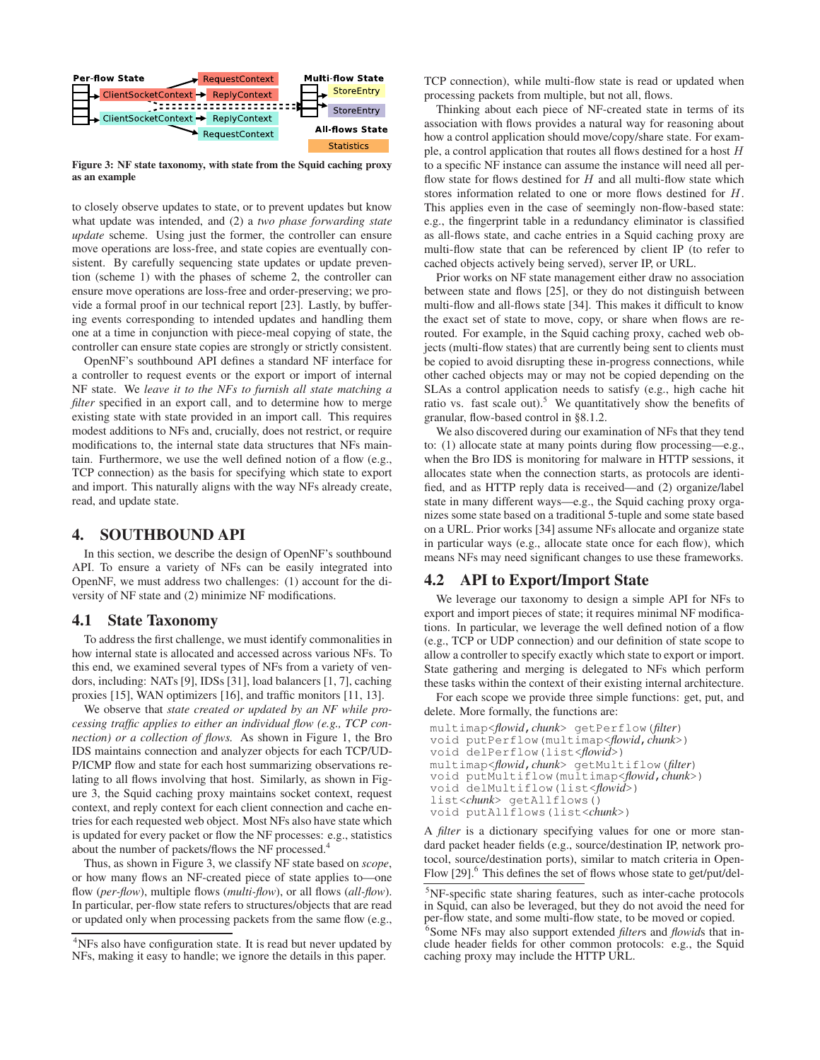Figure 3: NF state taxonomy, with state from the Squid caching proxy as an example

to closely observe updates to state, or to prevent updates but know what update was intended, and (2) a *two phase forwarding state update* scheme. Using just the former, the controller can ensure move operations are loss-free, and state copies are eventually consistent. By carefully sequencing state updates or update prevention (scheme 1) with the phases of scheme 2, the controller can ensure move operations are loss-free and order-preserving; we provide a formal proof in our technical report [23]. Lastly, by buffering events corresponding to intended updates and handling them one at a time in conjunction with piece-meal copying of state, the controller can ensure state copies are strongly or strictly consistent.

OpenNF's southbound API defines a standard NF interface for a controller to request events or the export or import of internal NF state. We *leave it to the NFs to furnish all state matching a filter* specified in an export call, and to determine how to merge existing state with state provided in an import call. This requires modest additions to NFs and, crucially, does not restrict, or require modifications to, the internal state data structures that NFs maintain. Furthermore, we use the well defined notion of a flow (e.g., TCP connection) as the basis for specifying which state to export and import. This naturally aligns with the way NFs already create, read, and update state.

# 4. SOUTHBOUND API

In this section, we describe the design of OpenNF's southbound API. To ensure a variety of NFs can be easily integrated into OpenNF, we must address two challenges: (1) account for the diversity of NF state and (2) minimize NF modifications.

## 4.1 State Taxonomy

To address the first challenge, we must identify commonalities in how internal state is allocated and accessed across various NFs. To this end, we examined several types of NFs from a variety of vendors, including: NATs [9], IDSs [31], load balancers [1, 7], caching proxies [15], WAN optimizers [16], and traffic monitors [11, 13].

We observe that *state created or updated by an NF while processing traffic applies to either an individual flow (e.g., TCP connection) or a collection of flows.* As shown in Figure 1, the Bro IDS maintains connection and analyzer objects for each TCP/UDP/ICMP flow and state for each host summarizing observations relating to all flows involving that host. Similarly, as shown in Figure 3, the Squid caching proxy maintains socket context, request context, and reply context for each client connection and cache entries for each requested web object. Most NFs also have state which is updated for every packet or flow the NF processes: e.g., statistics about the number of packets/flows the NF processed.[4]

Thus, as shown in Figure 3, we classify NF state based on *scope*, or how many flows an NF-created piece of state applies to—one flow (*per-flow*), multiple flows (*multi-flow*), or all flows (*all-flow*). In particular, per-flow state refers to structures/objects that are read or updated only when processing packets from the same flow (e.g., TCP connection), while multi-flow state is read or updated when processing packets from multiple, but not all, flows.

Thinking about each piece of NF-created state in terms of its association with flows provides a natural way for reasoning about how a control application should move/copy/share state. For example, a control application that routes all flows destined for a host $H$ to a specific NF instance can assume the instance will need all per-flow state for flows destined for $H$ and all multi-flow state which stores information related to one or more flows destined for $H$. This applies even in the case of seemingly non-flow-based state: e.g., the fingerprint table in a redundancy eliminator is classified as all-flows state, and cache entries in a Squid caching proxy are multi-flow state that can be referenced by client IP (to refer to cached objects actively being served), server IP, or URL.

Prior works on NF state management either draw no association between state and flows [25], or they do not distinguish between multi-flow and all-flows state [34]. This makes it difficult to know the exact set of state to move, copy, or share when flows are rerouted. For example, in the Squid caching proxy, cached web objects (multi-flow states) that are currently being sent to clients must be copied to avoid disrupting these in-progress connections, while other cached objects may or may not be copied depending on the SLAs a control application needs to satisfy (e.g., high cache hit ratio vs. fast scale out).[5] We quantitatively show the benefits of granular, flow-based control in §8.1.2.

We also discovered during our examination of NFs that they tend to: (1) allocate state at many points during flow processing—e.g., when the Bro IDS is monitoring for malware in HTTP sessions, it allocates state when the connection starts, as protocols are identified, and as HTTP reply data is received—and (2) organize/label state in many different ways—e.g., the Squid caching proxy organizes some state based on a traditional 5-tuple and some state based on a URL. Prior works [34] assume NFs allocate and organize state in particular ways (e.g., allocate state once for each flow), which means NFs may need significant changes to use these frameworks.

## 4.2 API to Export/Import State

We leverage our taxonomy to design a simple API for NFs to export and import pieces of state; it requires minimal NF modifications. In particular, we leverage the well defined notion of a flow (e.g., TCP or UDP connection) and our definition of state scope to allow a controller to specify exactly which state to export or import. State gathering and merging is delegated to NFs which perform these tasks within the context of their existing internal architecture.

For each scope we provide three simple functions: get, put, and delete. More formally, the functions are:

```
multimap<flowid,chunk> getPerflow(filter)
void putPerflow(multimap<flowid,chunk>)
void delPerflow(list<flowid>)
multimap<flowid,chunk> getMultiflow(filter)
void putMultiflow(multimap<flowid,chunk>)
void delMultiflow(list<flowid>)
list<chunk> getAllflows()
void putAllflows(list<chunk>)
```

A *filter* is a dictionary specifying values for one or more standard packet header fields (e.g., source/destination IP, network protocol, source/destination ports), similar to match criteria in OpenFlow [29].[6] This defines the set of flows whose state to get/put/del-

[4] NFs also have configuration state. It is read but never updated by NFs, making it easy to handle; we ignore the details in this paper.

[5] NF-specific state sharing features, such as inter-cache protocols in Squid, can also be leveraged, but they do not avoid the need for per-flow state, and some multi-flow state, to be moved or copied.

[6] Some NFs may also support extended *filter*s and *flowid*s that include header fields for other common protocols: e.g., the Squid caching proxy may include the HTTP URL.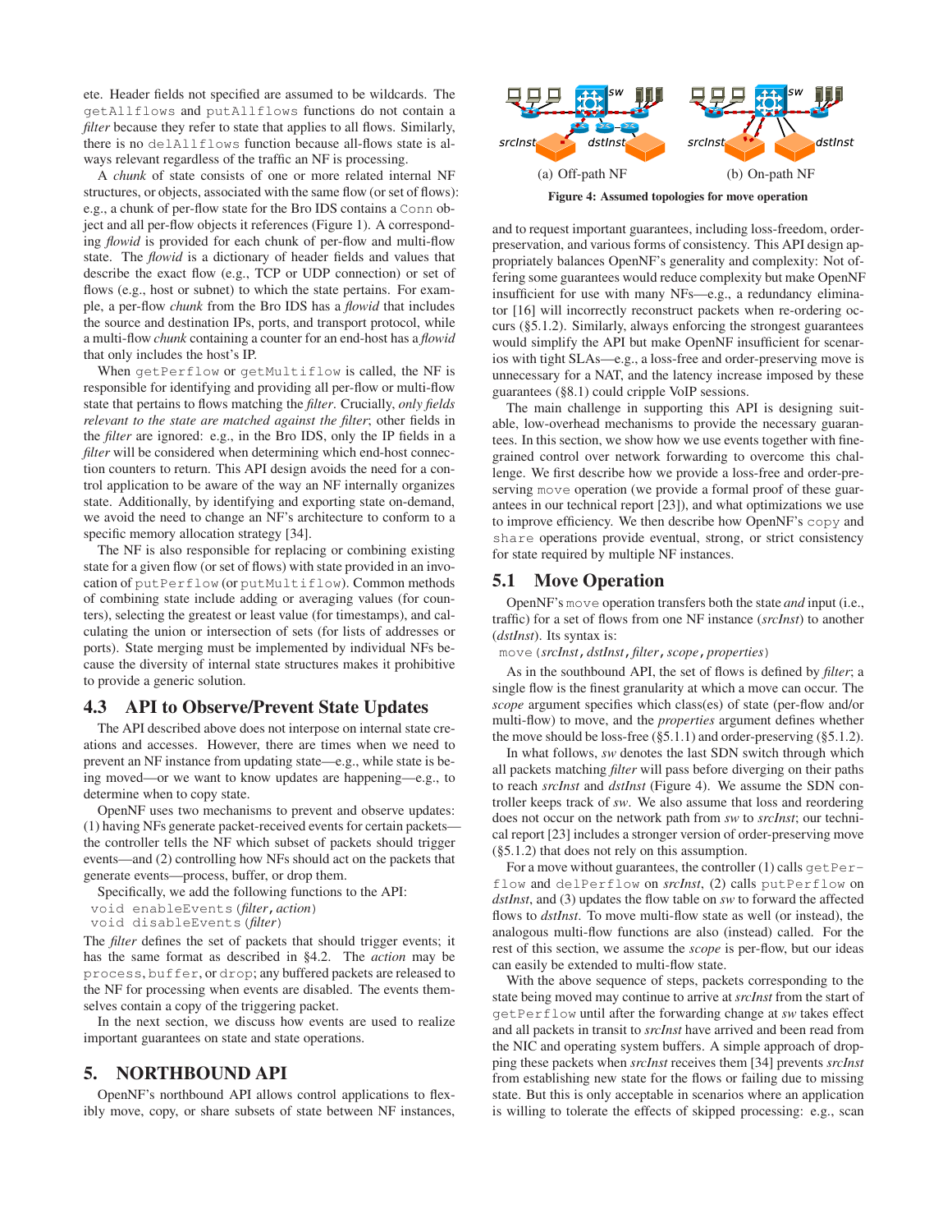ete. Header fields not specified are assumed to be wildcards. The `getAllflows` and `putAllflows` functions do not contain a *filter* because they refer to state that applies to all flows. Similarly, there is no `delAllflows` function because all-flows state is always relevant regardless of the traffic an NF is processing.

A *chunk* of state consists of one or more related internal NF structures, or objects, associated with the same flow (or set of flows): e.g., a chunk of per-flow state for the Bro IDS contains a `Conn` object and all per-flow objects it references (Figure 1). A corresponding *flowid* is provided for each chunk of per-flow and multi-flow state. The *flowid* is a dictionary of header fields and values that describe the exact flow (e.g., TCP or UDP connection) or set of flows (e.g., host or subnet) to which the state pertains. For example, a per-flow *chunk* from the Bro IDS has a *flowid* that includes the source and destination IPs, ports, and transport protocol, while a multi-flow *chunk* containing a counter for an end-host has a *flowid* that only includes the host's IP.

When `getPerflow` or `getMultiflow` is called, the NF is responsible for identifying and providing all per-flow or multi-flow state that pertains to flows matching the *filter*. Crucially, *only fields relevant to the state are matched against the filter*; other fields in the *filter* are ignored: e.g., in the Bro IDS, only the IP fields in a *filter* will be considered when determining which end-host connection counters to return. This API design avoids the need for a control application to be aware of the way an NF internally organizes state. Additionally, by identifying and exporting state on-demand, we avoid the need to change an NF's architecture to conform to a specific memory allocation strategy [34].

The NF is also responsible for replacing or combining existing state for a given flow (or set of flows) with state provided in an invocation of `putPerflow` (or `putMultiflow`). Common methods of combining state include adding or averaging values (for counters), selecting the greatest or least value (for timestamps), and calculating the union or intersection of sets (for lists of addresses or ports). State merging must be implemented by individual NFs because the diversity of internal state structures makes it prohibitive to provide a generic solution.

### 4.3 API to Observe/Prevent State Updates

The API described above does not interpose on internal state creations and accesses. However, there are times when we need to prevent an NF instance from updating state—e.g., while state is being moved—or we want to know updates are happening—e.g., to determine when to copy state.

OpenNF uses two mechanisms to prevent and observe updates: (1) having NFs generate packet-received events for certain packets—the controller tells the NF which subset of packets should trigger events—and (2) controlling how NFs should act on the packets that generate events—process, buffer, or drop them.

Specifically, we add the following functions to the API:

`void enableEvents(`*filter*`,`*action*`)`
`void disableEvents(`*filter*`)`

The *filter* defines the set of packets that should trigger events; it has the same format as described in §4.2. The *action* may be `process`, `buffer`, or `drop`; any buffered packets are released to the NF for processing when events are disabled. The events themselves contain a copy of the triggering packet.

In the next section, we discuss how events are used to realize important guarantees on state and state operations.

## 5. NORTHBOUND API

OpenNF's northbound API allows control applications to flexibly move, copy, or share subsets of state between NF instances, and to request important guarantees, including loss-freedom, order-preservation, and various forms of consistency. This API design appropriately balances OpenNF's generality and complexity: Not offering some guarantees would reduce complexity but make OpenNF insufficient for use with many NFs—e.g., a redundancy eliminator [16] will incorrectly reconstruct packets when re-ordering occurs (§5.1.2). Similarly, always enforcing the strongest guarantees would simplify the API but make OpenNF insufficient for scenarios with tight SLAs—e.g., a loss-free and order-preserving move is unnecessary for a NAT, and the latency increase imposed by these guarantees (§8.1) could cripple VoIP sessions.

The main challenge in supporting this API is designing suitable, low-overhead mechanisms to provide the necessary guarantees. In this section, we show how we use events together with fine-grained control over network forwarding to overcome this challenge. We first describe how we provide a loss-free and order-preserving `move` operation (we provide a formal proof of these guarantees in our technical report [23]), and what optimizations we use to improve efficiency. We then describe how OpenNF's `copy` and `share` operations provide eventual, strong, or strict consistency for state required by multiple NF instances.

(a) Off-path NF (b) On-path NF

**Figure 4: Assumed topologies for move operation**

### 5.1 Move Operation

OpenNF's `move` operation transfers both the state *and* input (i.e., traffic) for a set of flows from one NF instance (*srcInst*) to another (*dstInst*). Its syntax is:

`move(`*srcInst*`,`*dstInst*`,`*filter*`,`*scope*`,`*properties*`)`

As in the southbound API, the set of flows is defined by *filter*; a single flow is the finest granularity at which a move can occur. The *scope* argument specifies which class(es) of state (per-flow and/or multi-flow) to move, and the *properties* argument defines whether the move should be loss-free (§5.1.1) and order-preserving (§5.1.2).

In what follows, *sw* denotes the last SDN switch through which all packets matching *filter* will pass before diverging on their paths to reach *srcInst* and *dstInst* (Figure 4). We assume the SDN controller keeps track of *sw*. We also assume that loss and reordering does not occur on the network path from *sw* to *srcInst*; our technical report [23] includes a stronger version of order-preserving move (§5.1.2) that does not rely on this assumption.

For a move without guarantees, the controller (1) calls `getPerflow` and `delPerflow` on *srcInst*, (2) calls `putPerflow` on *dstInst*, and (3) updates the flow table on *sw* to forward the affected flows to *dstInst*. To move multi-flow state as well (or instead), the analogous multi-flow functions are also (instead) called. For the rest of this section, we assume the *scope* is per-flow, but our ideas can easily be extended to multi-flow state.

With the above sequence of steps, packets corresponding to the state being moved may continue to arrive at *srcInst* from the start of `getPerflow` until after the forwarding change at *sw* takes effect and all packets in transit to *srcInst* have arrived and been read from the NIC and operating system buffers. A simple approach of dropping these packets when *srcInst* receives them [34] prevents *srcInst* from establishing new state for the flows or failing due to missing state. But this is only acceptable in scenarios where an application is willing to tolerate the effects of skipped processing: e.g., scan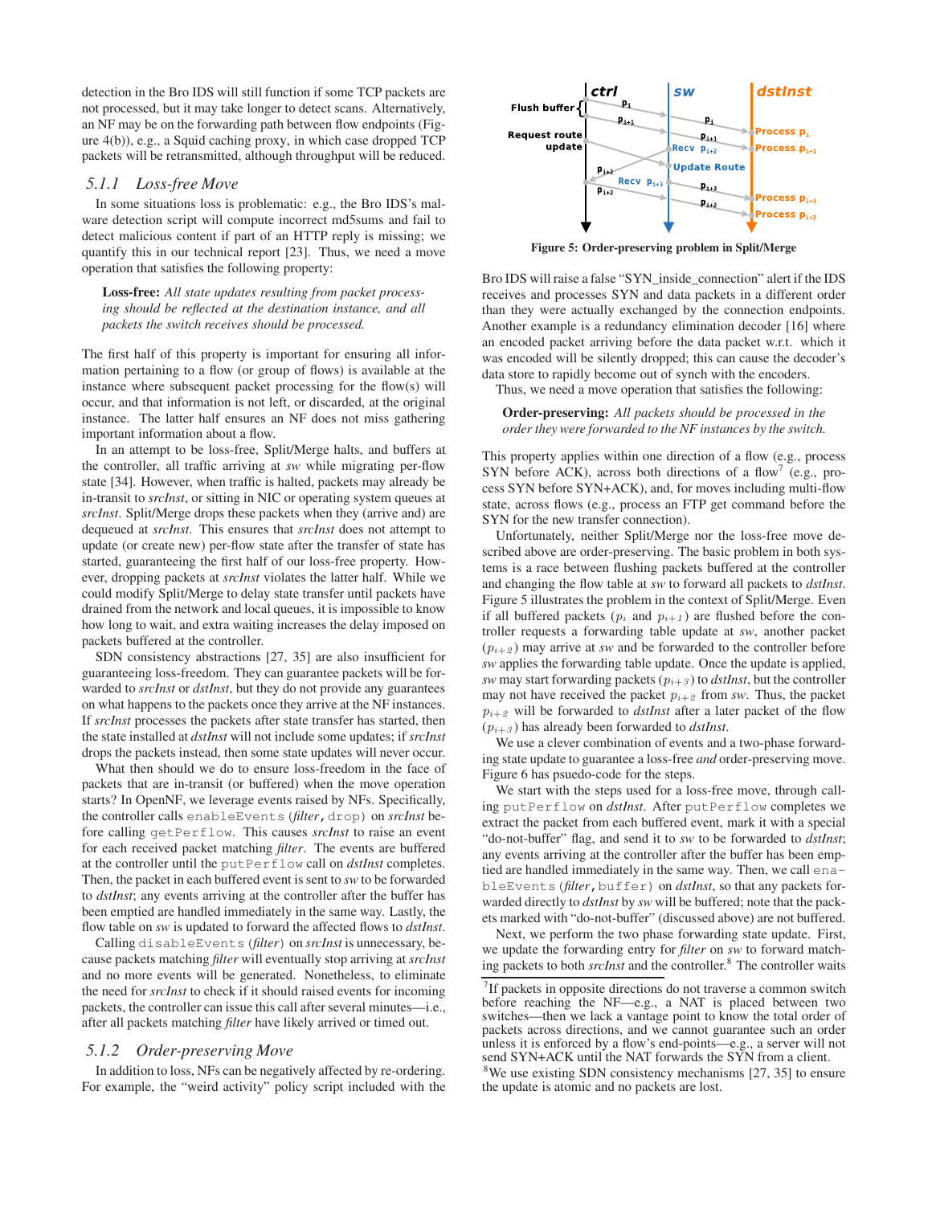detection in the Bro IDS will still function if some TCP packets are not processed, but it may take longer to detect scans. Alternatively, an NF may be on the forwarding path between flow endpoints (Figure 4(b)), e.g., a Squid caching proxy, in which case dropped TCP packets will be retransmitted, although throughput will be reduced.

### 5.1.1 Loss-free Move

In some situations loss is problematic: e.g., the Bro IDS's malware detection script will compute incorrect md5sums and fail to detect malicious content if part of an HTTP reply is missing; we quantify this in our technical report [23]. Thus, we need a move operation that satisfies the following property:

> **Loss-free:** *All state updates resulting from packet processing should be reflected at the destination instance, and all packets the switch receives should be processed.*

The first half of this property is important for ensuring all information pertaining to a flow (or group of flows) is available at the instance where subsequent packet processing for the flow(s) will occur, and that information is not left, or discarded, at the original instance. The latter half ensures an NF does not miss gathering important information about a flow.

In an attempt to be loss-free, Split/Merge halts, and buffers at the controller, all traffic arriving at *sw* while migrating per-flow state [34]. However, when traffic is halted, packets may already be in-transit to *srcInst*, or sitting in NIC or operating system queues at *srcInst*. Split/Merge drops these packets when they (arrive and) are dequeued at *srcInst*. This ensures that *srcInst* does not attempt to update (or create new) per-flow state after the transfer of state has started, guaranteeing the first half of our loss-free property. However, dropping packets at *srcInst* violates the latter half. While we could modify Split/Merge to delay state transfer until packets have drained from the network and local queues, it is impossible to know how long to wait, and extra waiting increases the delay imposed on packets buffered at the controller.

SDN consistency abstractions [27, 35] are also insufficient for guaranteeing loss-freedom. They can guarantee packets will be forwarded to *srcInst* or *dstInst*, but they do not provide any guarantees on what happens to the packets once they arrive at the NF instances. If *srcInst* processes the packets after state transfer has started, then the state installed at *dstInst* will not include some updates; if *srcInst* drops the packets instead, then some state updates will never occur.

What then should we do to ensure loss-freedom in the face of packets that are in-transit (or buffered) when the move operation starts? In OpenNF, we leverage events raised by NFs. Specifically, the controller calls `enableEvents(`*filter*`,drop)` on *srcInst* before calling `getPerflow`. This causes *srcInst* to raise an event for each received packet matching *filter*. The events are buffered at the controller until the `putPerflow` call on *dstInst* completes. Then, the packet in each buffered event is sent to *sw* to be forwarded to *dstInst*; any events arriving at the controller after the buffer has been emptied are handled immediately in the same way. Lastly, the flow table on *sw* is updated to forward the affected flows to *dstInst*.

Calling `disableEvents(`*filter*`)` on *srcInst* is unnecessary, because packets matching *filter* will eventually stop arriving at *srcInst* and no more events will be generated. Nonetheless, to eliminate the need for *srcInst* to check if it should raised events for incoming packets, the controller can issue this call after several minutes—i.e., after all packets matching *filter* have likely arrived or timed out.

### 5.1.2 Order-preserving Move

In addition to loss, NFs can be negatively affected by re-ordering. For example, the "weird activity" policy script included with the Bro IDS will raise a false "SYN_inside_connection" alert if the IDS receives and processes SYN and data packets in a different order than they were actually exchanged by the connection endpoints. Another example is a redundancy elimination decoder [16] where an encoded packet arriving before the data packet w.r.t. which it was encoded will be silently dropped; this can cause the decoder's data store to rapidly become out of synch with the encoders.

**Figure 5: Order-preserving problem in Split/Merge**

Thus, we need a move operation that satisfies the following:

> **Order-preserving:** *All packets should be processed in the order they were forwarded to the NF instances by the switch.*

This property applies within one direction of a flow (e.g., process SYN before ACK), across both directions of a flow[7] (e.g., process SYN before SYN+ACK), and, for moves including multi-flow state, across flows (e.g., process an FTP get command before the SYN for the new transfer connection).

Unfortunately, neither Split/Merge nor the loss-free move described above are order-preserving. The basic problem in both systems is a race between flushing packets buffered at the controller and changing the flow table at *sw* to forward all packets to *dstInst*. Figure 5 illustrates the problem in the context of Split/Merge. Even if all buffered packets ($p_i$ and $p_{i+1}$) are flushed before the controller requests a forwarding table update at *sw*, another packet ($p_{i+2}$) may arrive at *sw* and be forwarded to the controller before *sw* applies the forwarding table update. Once the update is applied, *sw* may start forwarding packets ($p_{i+3}$) to *dstInst*, but the controller may not have received the packet $p_{i+2}$ from *sw*. Thus, the packet $p_{i+2}$ will be forwarded to *dstInst* after a later packet of the flow ($p_{i+3}$) has already been forwarded to *dstInst*.

We use a clever combination of events and a two-phase forwarding state update to guarantee a loss-free *and* order-preserving move. Figure 6 has psuedo-code for the steps.

We start with the steps used for a loss-free move, through calling `putPerflow` on *dstInst*. After `putPerflow` completes we extract the packet from each buffered event, mark it with a special "do-not-buffer" flag, and send it to *sw* to be forwarded to *dstInst*; any events arriving at the controller after the buffer has been emptied are handled immediately in the same way. Then, we call `enableEvents(`*filter*`,buffer)` on *dstInst*, so that any packets forwarded directly to *dstInst* by *sw* will be buffered; note that the packets marked with "do-not-buffer" (discussed above) are not buffered.

Next, we perform the two phase forwarding state update. First, we update the forwarding entry for *filter* on *sw* to forward matching packets to both *srcInst* and the controller.[8] The controller waits

[7] If packets in opposite directions do not traverse a common switch before reaching the NF—e.g., a NAT is placed between two switches—then we lack a vantage point to know the total order of packets across directions, and we cannot guarantee such an order unless it is enforced by a flow's end-points—e.g., a server will not send SYN+ACK until the NAT forwards the SYN from a client.

[8] We use existing SDN consistency mechanisms [27, 35] to ensure the update is atomic and no packets are lost.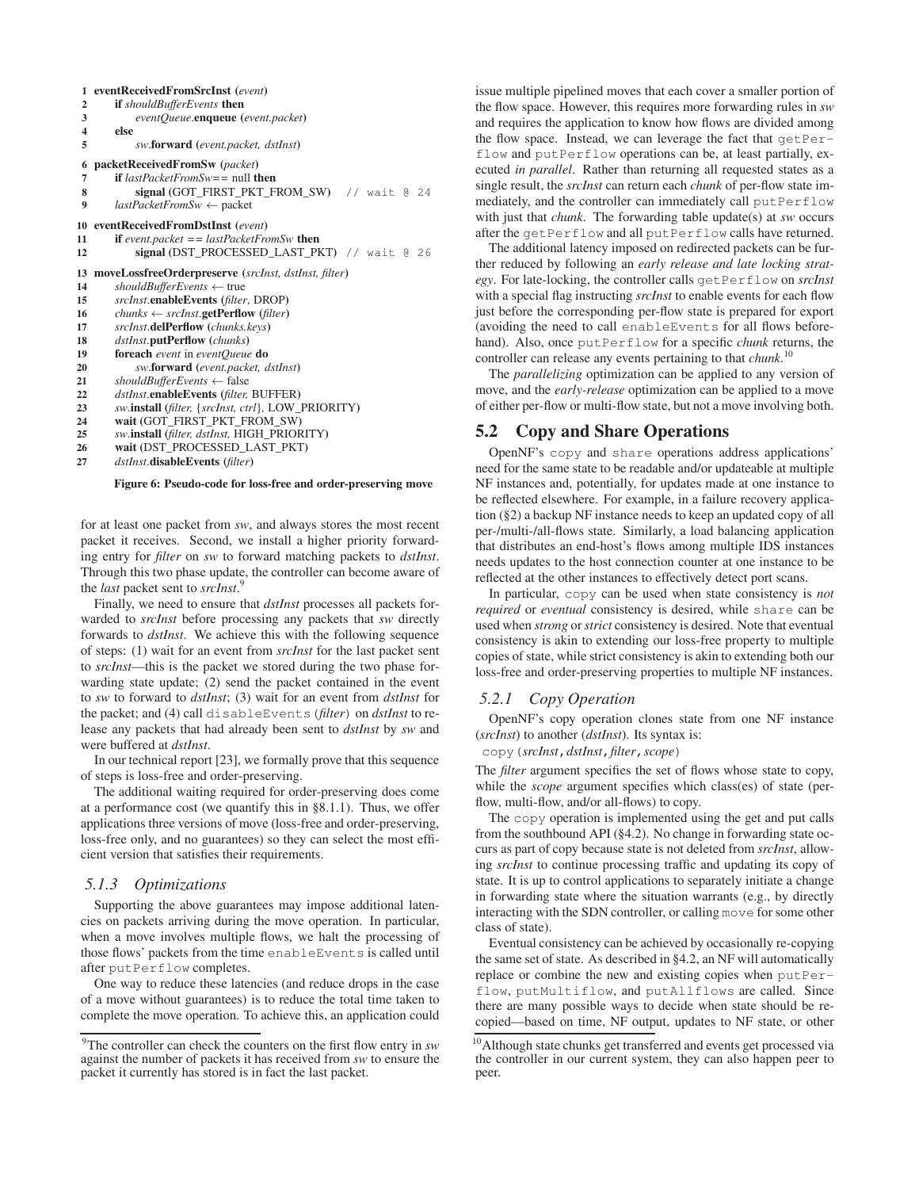```
1  eventReceivedFromSrcInst (event)
2      if shouldBufferEvents then
3          eventQueue.enqueue (event.packet)
4      else
5          sw.forward (event.packet, dstInst)

6  packetReceivedFromSw (packet)
7      if lastPacketFromSw== null then
8          signal (GOT_FIRST_PKT_FROM_SW)   // wait @ 24
9      lastPacketFromSw ← packet

10 eventReceivedFromDstInst (event)
11     if event.packet == lastPacketFromSw then
12         signal (DST_PROCESSED_LAST_PKT)  // wait @ 26

13 moveLossfreeOrderpreserve (srcInst, dstInst, filter)
14     shouldBufferEvents ← true
15     srcInst.enableEvents (filter, DROP)
16     chunks ← srcInst.getPerflow (filter)
17     srcInst.delPerflow (chunks.keys)
18     dstInst.putPerflow (chunks)
19     foreach event in eventQueue do
20         sw.forward (event.packet, dstInst)
21     shouldBufferEvents ← false
22     dstInst.enableEvents (filter, BUFFER)
23     sw.install (filter, {srcInst, ctrl}, LOW_PRIORITY)
24     wait (GOT_FIRST_PKT_FROM_SW)
25     sw.install (filter, dstInst, HIGH_PRIORITY)
26     wait (DST_PROCESSED_LAST_PKT)
27     dstInst.disableEvents (filter)
```

**Figure 6: Pseudo-code for loss-free and order-preserving move**

for at least one packet from *sw*, and always stores the most recent packet it receives. Second, we install a higher priority forwarding entry for *filter* on *sw* to forward matching packets to *dstInst*. Through this two phase update, the controller can become aware of the *last* packet sent to *srcInst*.[9]

Finally, we need to ensure that *dstInst* processes all packets forwarded to *srcInst* before processing any packets that *sw* directly forwards to *dstInst*. We achieve this with the following sequence of steps: (1) wait for an event from *srcInst* for the last packet sent to *srcInst*—this is the packet we stored during the two phase forwarding state update; (2) send the packet contained in the event to *sw* to forward to *dstInst*; (3) wait for an event from *dstInst* for the packet; and (4) call `disableEvents(`*filter*`)` on *dstInst* to release any packets that had already been sent to *dstInst* by *sw* and were buffered at *dstInst*.

In our technical report [23], we formally prove that this sequence of steps is loss-free and order-preserving.

The additional waiting required for order-preserving does come at a performance cost (we quantify this in §8.1.1). Thus, we offer applications three versions of move (loss-free and order-preserving, loss-free only, and no guarantees) so they can select the most efficient version that satisfies their requirements.

### 5.1.3 Optimizations

Supporting the above guarantees may impose additional latencies on packets arriving during the move operation. In particular, when a move involves multiple flows, we halt the processing of those flows' packets from the time `enableEvents` is called until after `putPerflow` completes.

One way to reduce these latencies (and reduce drops in the case of a move without guarantees) is to reduce the total time taken to complete the move operation. To achieve this, an application could issue multiple pipelined moves that each cover a smaller portion of the flow space. However, this requires more forwarding rules in *sw* and requires the application to know how flows are divided among the flow space. Instead, we can leverage the fact that `getPerflow` and `putPerflow` operations can be, at least partially, executed *in parallel*. Rather than returning all requested states as a single result, the *srcInst* can return each *chunk* of per-flow state immediately, and the controller can immediately call `putPerflow` with just that *chunk*. The forwarding table update(s) at *sw* occurs after the `getPerflow` and all `putPerflow` calls have returned.

The additional latency imposed on redirected packets can be further reduced by following an *early release and late locking strategy*. For late-locking, the controller calls `getPerflow` on *srcInst* with a special flag instructing *srcInst* to enable events for each flow just before the corresponding per-flow state is prepared for export (avoiding the need to call `enableEvents` for all flows beforehand). Also, once `putPerflow` for a specific *chunk* returns, the controller can release any events pertaining to that *chunk*.[10]

The *parallelizing* optimization can be applied to any version of move, and the *early-release* optimization can be applied to a move of either per-flow or multi-flow state, but not a move involving both.

## 5.2 Copy and Share Operations

OpenNF's `copy` and `share` operations address applications' need for the same state to be readable and/or updateable at multiple NF instances and, potentially, for updates made at one instance to be reflected elsewhere. For example, in a failure recovery application (§2) a backup NF instance needs to keep an updated copy of all per-/multi-/all-flows state. Similarly, a load balancing application that distributes an end-host's flows among multiple IDS instances needs updates to the host connection counter at one instance to be reflected at the other instances to effectively detect port scans.

In particular, `copy` can be used when state consistency is *not required* or *eventual* consistency is desired, while `share` can be used when *strong* or *strict* consistency is desired. Note that eventual consistency is akin to extending our loss-free property to multiple copies of state, while strict consistency is akin to extending both our loss-free and order-preserving properties to multiple NF instances.

### 5.2.1 Copy Operation

OpenNF's copy operation clones state from one NF instance (*srcInst*) to another (*dstInst*). Its syntax is:

`copy(`*srcInst*`,`*dstInst*`,`*filter*`,`*scope*`)`

The *filter* argument specifies the set of flows whose state to copy, while the *scope* argument specifies which class(es) of state (per-flow, multi-flow, and/or all-flows) to copy.

The `copy` operation is implemented using the get and put calls from the southbound API (§4.2). No change in forwarding state occurs as part of copy because state is not deleted from *srcInst*, allowing *srcInst* to continue processing traffic and updating its copy of state. It is up to control applications to separately initiate a change in forwarding state where the situation warrants (e.g., by directly interacting with the SDN controller, or calling `move` for some other class of state).

Eventual consistency can be achieved by occasionally re-copying the same set of state. As described in §4.2, an NF will automatically replace or combine the new and existing copies when `putPerflow`, `putMultiflow`, and `putAllflows` are called. Since there are many possible ways to decide when state should be re-copied—based on time, NF output, updates to NF state, or other

---

[9] The controller can check the counters on the first flow entry in *sw* against the number of packets it has received from *sw* to ensure the packet it currently has stored is in fact the last packet.

[10] Although state chunks get transferred and events get processed via the controller in our current system, they can also happen peer to peer.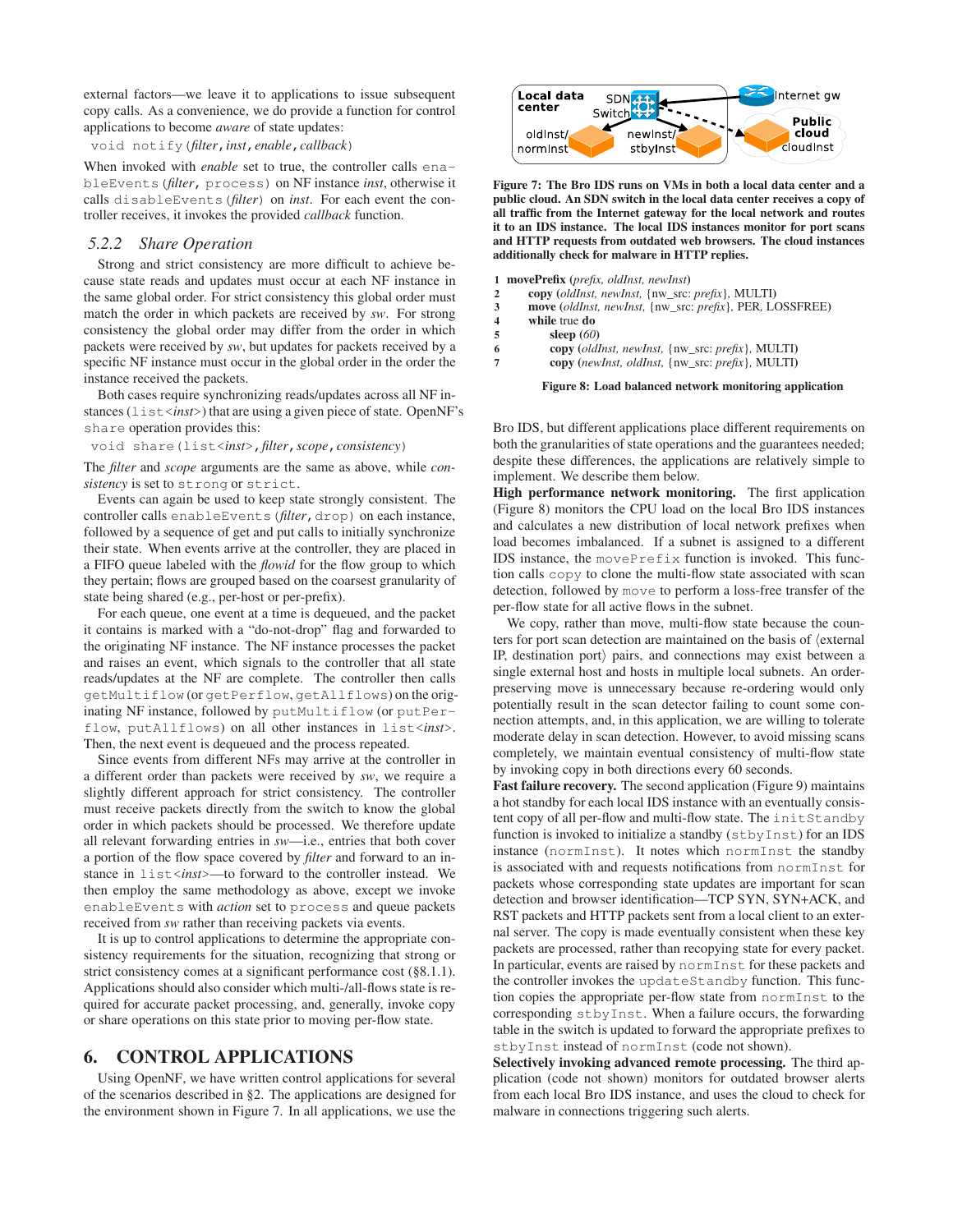external factors—we leave it to applications to issue subsequent copy calls. As a convenience, we do provide a function for control applications to become *aware* of state updates:

`void notify(`*filter*`,`*inst*`,`*enable*`,`*callback*`)`

When invoked with *enable* set to true, the controller calls `enableEvents(`*filter*`, process)` on NF instance *inst*, otherwise it calls `disableEvents(`*filter*`)` on *inst*. For each event the controller receives, it invokes the provided *callback* function.

### 5.2.2 Share Operation

Strong and strict consistency are more difficult to achieve because state reads and updates must occur at each NF instance in the same global order. For strict consistency this global order must match the order in which packets are received by *sw*. For strong consistency the global order may differ from the order in which packets were received by *sw*, but updates for packets received by a specific NF instance must occur in the global order in the order the instance received the packets.

Both cases require synchronizing reads/updates across all NF instances (`list<`*inst*`>`) that are using a given piece of state. OpenNF's `share` operation provides this:

`void share(list<`*inst*`>,`*filter*`,`*scope*`,`*consistency*`)`

The *filter* and *scope* arguments are the same as above, while *consistency* is set to `strong` or `strict`.

Events can again be used to keep state strongly consistent. The controller calls `enableEvents(`*filter*`, drop)` on each instance, followed by a sequence of get and put calls to initially synchronize their state. When events arrive at the controller, they are placed in a FIFO queue labeled with the *flowid* for the flow group to which they pertain; flows are grouped based on the coarsest granularity of state being shared (e.g., per-host or per-prefix).

For each queue, one event at a time is dequeued, and the packet it contains is marked with a "do-not-drop" flag and forwarded to the originating NF instance. The NF instance processes the packet and raises an event, which signals to the controller that all state reads/updates at the NF are complete. The controller then calls `getMultiflow` (or `getPerflow`, `getAllflows`) on the originating NF instance, followed by `putMultiflow` (or `putPerflow`, `putAllflows`) on all other instances in `list<`*inst*`>`. Then, the next event is dequeued and the process repeated.

Since events from different NFs may arrive at the controller in a different order than packets were received by *sw*, we require a slightly different approach for strict consistency. The controller must receive packets directly from the switch to know the global order in which packets should be processed. We therefore update all relevant forwarding entries in *sw*—i.e., entries that both cover a portion of the flow space covered by *filter* and forward to an instance in `list<`*inst*`>`—to forward to the controller instead. We then employ the same methodology as above, except we invoke `enableEvents` with *action* set to `process` and queue packets received from *sw* rather than receiving packets via events.

It is up to control applications to determine the appropriate consistency requirements for the situation, recognizing that strong or strict consistency comes at a significant performance cost (§8.1.1). Applications should also consider which multi-/all-flows state is required for accurate packet processing, and, generally, invoke copy or share operations on this state prior to moving per-flow state.

## 6. CONTROL APPLICATIONS

Using OpenNF, we have written control applications for several of the scenarios described in §2. The applications are designed for the environment shown in Figure 7. In all applications, we use the Bro IDS, but different applications place different requirements on both the granularities of state operations and the guarantees needed; despite these differences, the applications are relatively simple to implement. We describe them below.

Local data center
SDN Switch
Internet gw
Public cloud
oldInst/ normInst
newInst/ stbyInst
cloudInst

**Figure 7: The Bro IDS runs on VMs in both a local data center and a public cloud. An SDN switch in the local data center receives a copy of all traffic from the Internet gateway for the local network and routes it to an IDS instance. The local IDS instances monitor for port scans and HTTP requests from outdated web browsers. The cloud instances additionally check for malware in HTTP replies.**

```
1  movePrefix (prefix, oldInst, newInst)
2      copy (oldInst, newInst, {nw_src: prefix}, MULTI)
3      move (oldInst, newInst, {nw_src: prefix}, PER, LOSSFREE)
4      while true do
5          sleep (60)
6          copy (oldInst, newInst, {nw_src: prefix}, MULTI)
7          copy (newInst, oldInst, {nw_src: prefix}, MULTI)
```

**Figure 8: Load balanced network monitoring application**

**High performance network monitoring.** The first application (Figure 8) monitors the CPU load on the local Bro IDS instances and calculates a new distribution of local network prefixes when load becomes imbalanced. If a subnet is assigned to a different IDS instance, the `movePrefix` function is invoked. This function calls `copy` to clone the multi-flow state associated with scan detection, followed by `move` to perform a loss-free transfer of the per-flow state for all active flows in the subnet.

We copy, rather than move, multi-flow state because the counters for port scan detection are maintained on the basis of ⟨external IP, destination port⟩ pairs, and connections may exist between a single external host and hosts in multiple local subnets. An order-preserving move is unnecessary because re-ordering would only potentially result in the scan detector failing to count some connection attempts, and, in this application, we are willing to tolerate moderate delay in scan detection. However, to avoid missing scans completely, we maintain eventual consistency of multi-flow state by invoking copy in both directions every 60 seconds.

**Fast failure recovery.** The second application (Figure 9) maintains a hot standby for each local IDS instance with an eventually consistent copy of all per-flow and multi-flow state. The `initStandby` function is invoked to initialize a standby (`stbyInst`) for an IDS instance (`normInst`). It notes which `normInst` the standby is associated with and requests notifications from `normInst` for packets whose corresponding state updates are important for scan detection and browser identification—TCP SYN, SYN+ACK, and RST packets and HTTP packets sent from a local client to an external server. The copy is made eventually consistent when these key packets are processed, rather than recopying state for every packet. In particular, events are raised by `normInst` for these packets and the controller invokes the `updateStandby` function. This function copies the appropriate per-flow state from `normInst` to the corresponding `stbyInst`. When a failure occurs, the forwarding table in the switch is updated to forward the appropriate prefixes to `stbyInst` instead of `normInst` (code not shown).

**Selectively invoking advanced remote processing.** The third application (code not shown) monitors for outdated browser alerts from each local Bro IDS instance, and uses the cloud to check for malware in connections triggering such alerts.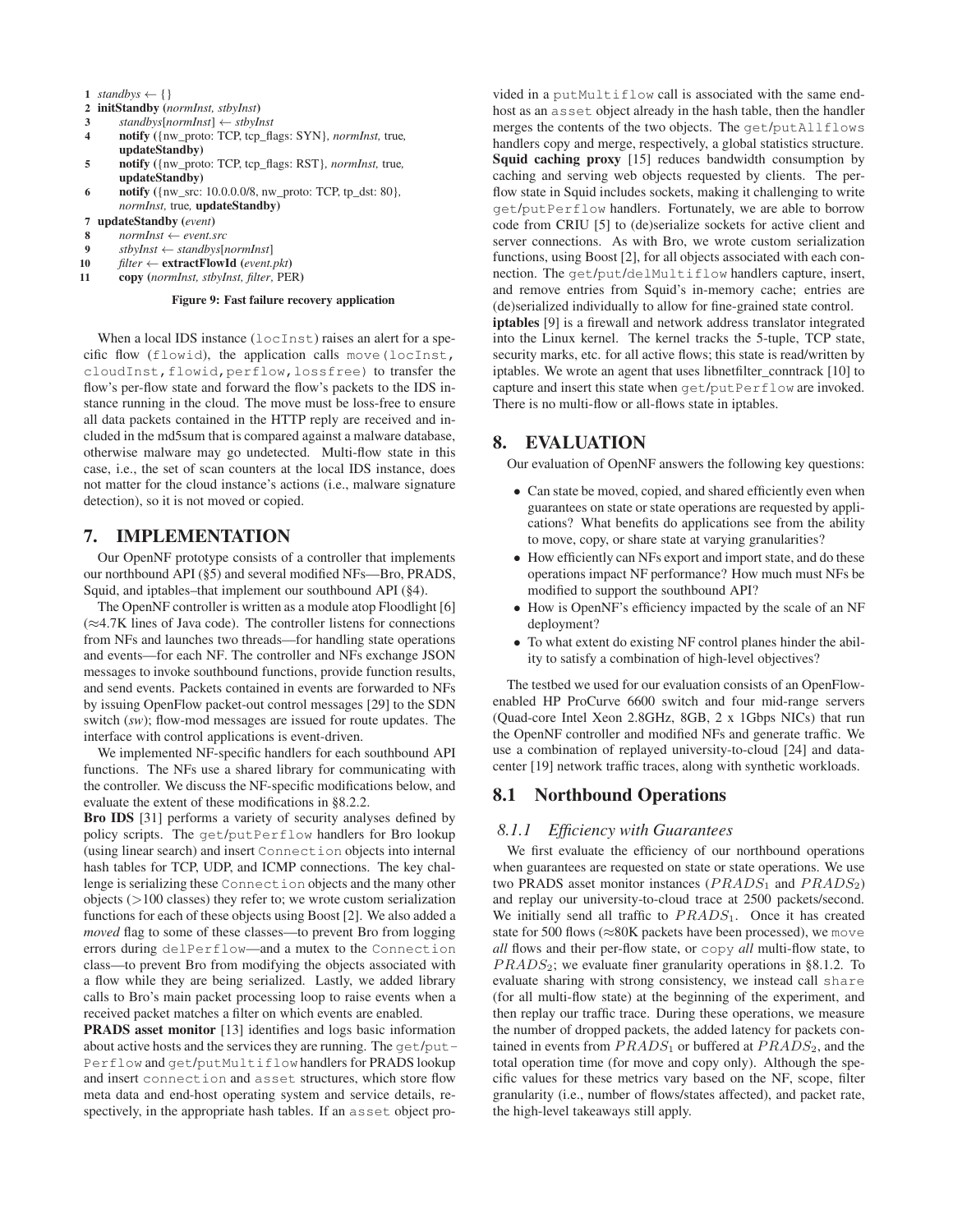```
1  standbys ← {}
2  initStandby (normInst, stbyInst)
3      standbys[normInst] ← stbyInst
4      notify ({nw_proto: TCP, tcp_flags: SYN}, normInst, true,
       updateStandby)
5      notify ({nw_proto: TCP, tcp_flags: RST}, normInst, true,
       updateStandby)
6      notify ({nw_src: 10.0.0.0/8, nw_proto: TCP, tp_dst: 80},
       normInst, true, updateStandby)
7  updateStandby (event)
8      normInst ← event.src
9      stbyInst ← standbys[normInst]
10     filter ← extractFlowId (event.pkt)
11     copy (normInst, stbyInst, filter, PER)
```

**Figure 9: Fast failure recovery application**

When a local IDS instance (`locInst`) raises an alert for a specific flow (`flowid`), the application calls `move(locInst, cloudInst,flowid,perflow,lossfree)` to transfer the flow's per-flow state and forward the flow's packets to the IDS instance running in the cloud. The move must be loss-free to ensure all data packets contained in the HTTP reply are received and included in the md5sum that is compared against a malware database, otherwise malware may go undetected. Multi-flow state in this case, i.e., the set of scan counters at the local IDS instance, does not matter for the cloud instance's actions (i.e., malware signature detection), so it is not moved or copied.

## 7. IMPLEMENTATION

Our OpenNF prototype consists of a controller that implements our northbound API (§5) and several modified NFs—Bro, PRADS, Squid, and iptables–that implement our southbound API (§4).

The OpenNF controller is written as a module atop Floodlight [6] (≈4.7K lines of Java code). The controller listens for connections from NFs and launches two threads—for handling state operations and events—for each NF. The controller and NFs exchange JSON messages to invoke southbound functions, provide function results, and send events. Packets contained in events are forwarded to NFs by issuing OpenFlow packet-out control messages [29] to the SDN switch (*sw*); flow-mod messages are issued for route updates. The interface with control applications is event-driven.

We implemented NF-specific handlers for each southbound API functions. The NFs use a shared library for communicating with the controller. We discuss the NF-specific modifications below, and evaluate the extent of these modifications in §8.2.2.

**Bro IDS** [31] performs a variety of security analyses defined by policy scripts. The `get/putPerflow` handlers for Bro lookup (using linear search) and insert `Connection` objects into internal hash tables for TCP, UDP, and ICMP connections. The key challenge is serializing these `Connection` objects and the many other objects (>100 classes) they refer to; we wrote custom serialization functions for each of these objects using Boost [2]. We also added a *moved* flag to some of these classes—to prevent Bro from logging errors during `delPerflow`—and a mutex to the `Connection` class—to prevent Bro from modifying the objects associated with a flow while they are being serialized. Lastly, we added library calls to Bro's main packet processing loop to raise events when a received packet matches a filter on which events are enabled.

**PRADS asset monitor** [13] identifies and logs basic information about active hosts and the services they are running. The `get/putPerflow` and `get/putMultiflow` handlers for PRADS lookup and insert `connection` and `asset` structures, which store flow meta data and end-host operating system and service details, respectively, in the appropriate hash tables. If an `asset` object provided in a `putMultiflow` call is associated with the same end-host as an `asset` object already in the hash table, then the handler merges the contents of the two objects. The `get/putAllflows` handlers copy and merge, respectively, a global statistics structure.

**Squid caching proxy** [15] reduces bandwidth consumption by caching and serving web objects requested by clients. The per-flow state in Squid includes sockets, making it challenging to write `get/putPerflow` handlers. Fortunately, we are able to borrow code from CRIU [5] to (de)serialize sockets for active client and server connections. As with Bro, we wrote custom serialization functions, using Boost [2], for all objects associated with each connection. The `get/put/delMultiflow` handlers capture, insert, and remove entries from Squid's in-memory cache; entries are (de)serialized individually to allow for fine-grained state control.

**iptables** [9] is a firewall and network address translator integrated into the Linux kernel. The kernel tracks the 5-tuple, TCP state, security marks, etc. for all active flows; this state is read/written by iptables. We wrote an agent that uses libnetfilter_conntrack [10] to capture and insert this state when `get/putPerflow` are invoked. There is no multi-flow or all-flows state in iptables.

## 8. EVALUATION

Our evaluation of OpenNF answers the following key questions:

- Can state be moved, copied, and shared efficiently even when guarantees on state or state operations are requested by applications? What benefits do applications see from the ability to move, copy, or share state at varying granularities?
- How efficiently can NFs export and import state, and do these operations impact NF performance? How much must NFs be modified to support the southbound API?
- How is OpenNF's efficiency impacted by the scale of an NF deployment?
- To what extent do existing NF control planes hinder the ability to satisfy a combination of high-level objectives?

The testbed we used for our evaluation consists of an OpenFlow-enabled HP ProCurve 6600 switch and four mid-range servers (Quad-core Intel Xeon 2.8GHz, 8GB, 2 x 1Gbps NICs) that run the OpenNF controller and modified NFs and generate traffic. We use a combination of replayed university-to-cloud [24] and datacenter [19] network traffic traces, along with synthetic workloads.

## 8.1 Northbound Operations

### 8.1.1 Efficiency with Guarantees

We first evaluate the efficiency of our northbound operations when guarantees are requested on state or state operations. We use two PRADS asset monitor instances ($PRADS_1$ and $PRADS_2$) and replay our university-to-cloud trace at 2500 packets/second. We initially send all traffic to $PRADS_1$. Once it has created state for 500 flows (≈80K packets have been processed), we `move` *all* flows and their per-flow state, or `copy` *all* multi-flow state, to $PRADS_2$; we evaluate finer granularity operations in §8.1.2. To evaluate sharing with strong consistency, we instead call `share` (for all multi-flow state) at the beginning of the experiment, and then replay our traffic trace. During these operations, we measure the number of dropped packets, the added latency for packets contained in events from $PRADS_1$ or buffered at $PRADS_2$, and the total operation time (for move and copy only). Although the specific values for these metrics vary based on the NF, scope, filter granularity (i.e., number of flows/states affected), and packet rate, the high-level takeaways still apply.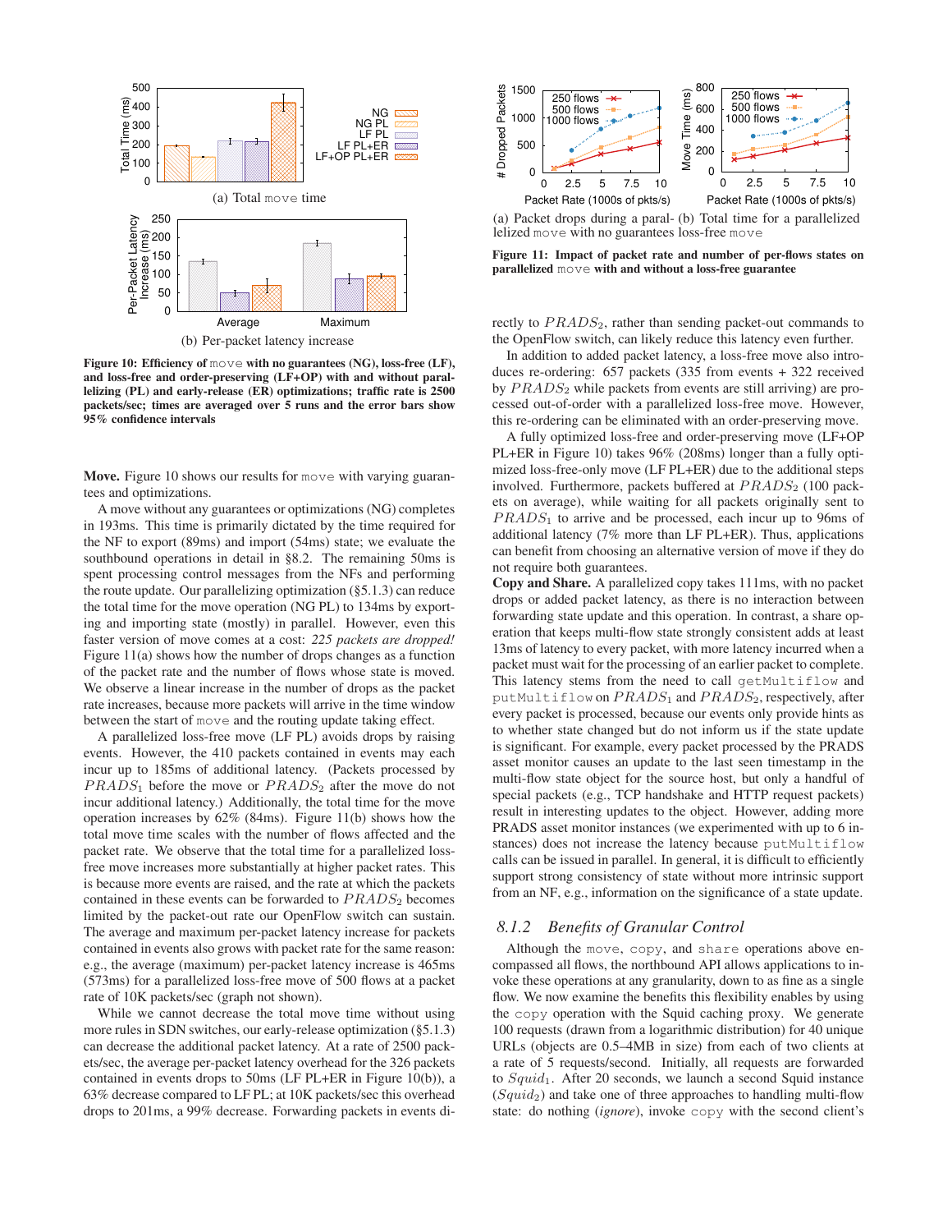(a) Total move time

(b) Per-packet latency increase

**Figure 10: Efficiency of move with no guarantees (NG), loss-free (LF), and loss-free and order-preserving (LF+OP) with and without parallelizing (PL) and early-release (ER) optimizations; traffic rate is 2500 packets/sec; times are averaged over 5 runs and the error bars show 95% confidence intervals**

(a) Packet drops during a parallelized move with no guarantees

(b) Total time for a parallelized loss-free move

**Figure 11: Impact of packet rate and number of per-flows states on parallelized move with and without a loss-free guarantee**

**Move.** Figure 10 shows our results for move with varying guarantees and optimizations.

A move without any guarantees or optimizations (NG) completes in 193ms. This time is primarily dictated by the time required for the NF to export (89ms) and import (54ms) state; we evaluate the southbound operations in detail in §8.2. The remaining 50ms is spent processing control messages from the NFs and performing the route update. Our parallelizing optimization (§5.1.3) can reduce the total time for the move operation (NG PL) to 134ms by exporting and importing state (mostly) in parallel. However, even this faster version of move comes at a cost: *225 packets are dropped!* Figure 11(a) shows how the number of drops changes as a function of the packet rate and the number of flows whose state is moved. We observe a linear increase in the number of drops as the packet rate increases, because more packets will arrive in the time window between the start of move and the routing update taking effect.

A parallelized loss-free move (LF PL) avoids drops by raising events. However, the 410 packets contained in events may each incur up to 185ms of additional latency. (Packets processed by $PRADS_1$ before the move or $PRADS_2$ after the move do not incur additional latency.) Additionally, the total time for the move operation increases by 62% (84ms). Figure 11(b) shows how the total move time scales with the number of flows affected and the packet rate. We observe that the total time for a parallelized loss-free move increases more substantially at higher packet rates. This is because more events are raised, and the rate at which the packets contained in these events can be forwarded to $PRADS_2$ becomes limited by the packet-out rate our OpenFlow switch can sustain. The average and maximum per-packet latency increase for packets contained in events also grows with packet rate for the same reason: e.g., the average (maximum) per-packet latency increase is 465ms (573ms) for a parallelized loss-free move of 500 flows at a packet rate of 10K packets/sec (graph not shown).

While we cannot decrease the total move time without using more rules in SDN switches, our early-release optimization (§5.1.3) can decrease the additional packet latency. At a rate of 2500 packets/sec, the average per-packet latency overhead for the 326 packets contained in events drops to 50ms (LF PL+ER in Figure 10(b)), a 63% decrease compared to LF PL; at 10K packets/sec this overhead drops to 201ms, a 99% decrease. Forwarding packets in events directly to $PRADS_2$, rather than sending packet-out commands to the OpenFlow switch, can likely reduce this latency even further.

In addition to added packet latency, a loss-free move also introduces re-ordering: 657 packets (335 from events + 322 received by $PRADS_2$ while packets from events are still arriving) are processed out-of-order with a parallelized loss-free move. However, this re-ordering can be eliminated with an order-preserving move.

A fully optimized loss-free and order-preserving move (LF+OP PL+ER in Figure 10) takes 96% (208ms) longer than a fully optimized loss-free-only move (LF PL+ER) due to the additional steps involved. Furthermore, packets buffered at $PRADS_2$ (100 packets on average), while waiting for all packets originally sent to $PRADS_1$ to arrive and be processed, each incur up to 96ms of additional latency (7% more than LF PL+ER). Thus, applications can benefit from choosing an alternative version of move if they do not require both guarantees.

**Copy and Share.** A parallelized copy takes 111ms, with no packet drops or added packet latency, as there is no interaction between forwarding state update and this operation. In contrast, a share operation that keeps multi-flow state strongly consistent adds at least 13ms of latency to every packet, with more latency incurred when a packet must wait for the processing of an earlier packet to complete. This latency stems from the need to call getMultiflow and putMultiflow on $PRADS_1$ and $PRADS_2$, respectively, after every packet is processed, because our events only provide hints as to whether state changed but do not inform us if the state update is significant. For example, every packet processed by the PRADS asset monitor causes an update to the last seen timestamp in the multi-flow state object for the source host, but only a handful of special packets (e.g., TCP handshake and HTTP request packets) result in interesting updates to the object. However, adding more PRADS asset monitor instances (we experimented with up to 6 instances) does not increase the latency because putMultiflow calls can be issued in parallel. In general, it is difficult to efficiently support strong consistency of state without more intrinsic support from an NF, e.g., information on the significance of a state update.

### 8.1.2 Benefits of Granular Control

Although the move, copy, and share operations above encompassed all flows, the northbound API allows applications to invoke these operations at any granularity, down to as fine as a single flow. We now examine the benefits this flexibility enables by using the copy operation with the Squid caching proxy. We generate 100 requests (drawn from a logarithmic distribution) for 40 unique URLs (objects are 0.5–4MB in size) from each of two clients at a rate of 5 requests/second. Initially, all requests are forwarded to $Squid_1$. After 20 seconds, we launch a second Squid instance ($Squid_2$) and take one of three approaches to handling multi-flow state: do nothing (*ignore*), invoke copy with the second client's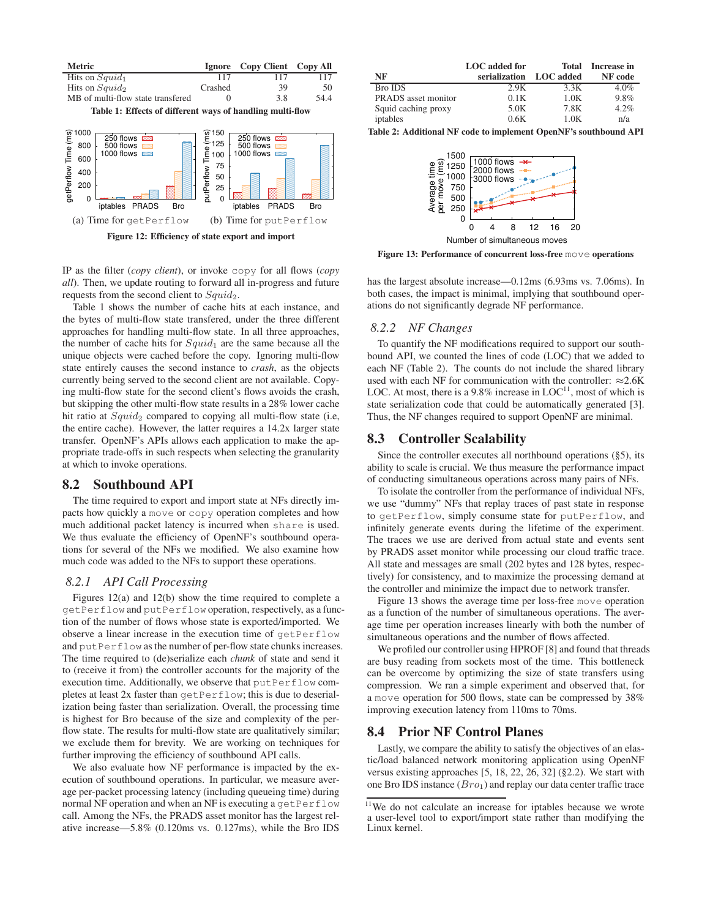| Metric | Ignore | Copy Client | Copy All |
|---|---|---|---|
| Hits on $Squid_1$ | 117 | 117 | 117 |
| Hits on $Squid_2$ | Crashed | 39 | 50 |
| MB of multi-flow state transfered | 0 | 3.8 | 54.4 |

**Table 1: Effects of different ways of handling multi-flow**

(a) Time for `getPerflow` (b) Time for `putPerflow`

**Figure 12: Efficiency of state export and import**

IP as the filter (*copy client*), or invoke `copy` for all flows (*copy all*). Then, we update routing to forward all in-progress and future requests from the second client to $Squid_2$.

Table 1 shows the number of cache hits at each instance, and the bytes of multi-flow state transfered, under the three different approaches for handling multi-flow state. In all three approaches, the number of cache hits for $Squid_1$ are the same because all the unique objects were cached before the copy. Ignoring multi-flow state entirely causes the second instance to *crash*, as the objects currently being served to the second client are not available. Copying multi-flow state for the second client's flows avoids the crash, but skipping the other multi-flow state results in a 28% lower cache hit ratio at $Squid_2$ compared to copying all multi-flow state (i.e, the entire cache). However, the latter requires a 14.2x larger state transfer. OpenNF's APIs allows each application to make the appropriate trade-offs in such respects when selecting the granularity at which to invoke operations.

## 8.2 Southbound API

The time required to export and import state at NFs directly impacts how quickly a `move` or `copy` operation completes and how much additional packet latency is incurred when `share` is used. We thus evaluate the efficiency of OpenNF's southbound operations for several of the NFs we modified. We also examine how much code was added to the NFs to support these operations.

### 8.2.1 API Call Processing

Figures 12(a) and 12(b) show the time required to complete a `getPerflow` and `putPerflow` operation, respectively, as a function of the number of flows whose state is exported/imported. We observe a linear increase in the execution time of `getPerflow` and `putPerflow` as the number of per-flow state chunks increases. The time required to (de)serialize each *chunk* of state and send it to (receive it from) the controller accounts for the majority of the execution time. Additionally, we observe that `putPerflow` completes at least 2x faster than `getPerflow`; this is due to deserialization being faster than serialization. Overall, the processing time is highest for Bro because of the size and complexity of the per-flow state. The results for multi-flow state are qualitatively similar; we exclude them for brevity. We are working on techniques for further improving the efficiency of southbound API calls.

We also evaluate how NF performance is impacted by the execution of southbound operations. In particular, we measure average per-packet processing latency (including queueing time) during normal NF operation and when an NF is executing a `getPerflow` call. Among the NFs, the PRADS asset monitor has the largest relative increase—5.8% (0.120ms vs. 0.127ms), while the Bro IDS has the largest absolute increase—0.12ms (6.93ms vs. 7.06ms). In both cases, the impact is minimal, implying that southbound operations do not significantly degrade NF performance.

| NF | LOC added for serialization | Total LOC added | Increase in NF code |
|---|---|---|---|
| Bro IDS | 2.9K | 3.3K | 4.0% |
| PRADS asset monitor | 0.1K | 1.0K | 9.8% |
| Squid caching proxy | 5.0K | 7.8K | 4.2% |
| iptables | 0.6K | 1.0K | n/a |

**Table 2: Additional NF code to implement OpenNF's southbound API**

**Figure 13: Performance of concurrent loss-free `move` operations**

### 8.2.2 NF Changes

To quantify the NF modifications required to support our southbound API, we counted the lines of code (LOC) that we added to each NF (Table 2). The counts do not include the shared library used with each NF for communication with the controller: ≈2.6K LOC. At most, there is a 9.8% increase in LOC[11], most of which is state serialization code that could be automatically generated [3]. Thus, the NF changes required to support OpenNF are minimal.

## 8.3 Controller Scalability

Since the controller executes all northbound operations (§5), its ability to scale is crucial. We thus measure the performance impact of conducting simultaneous operations across many pairs of NFs.

To isolate the controller from the performance of individual NFs, we use "dummy" NFs that replay traces of past state in response to `getPerflow`, simply consume state for `putPerflow`, and infinitely generate events during the lifetime of the experiment. The traces we use are derived from actual state and events sent by PRADS asset monitor while processing our cloud traffic trace. All state and messages are small (202 bytes and 128 bytes, respectively) for consistency, and to maximize the processing demand at the controller and minimize the impact due to network transfer.

Figure 13 shows the average time per loss-free `move` operation as a function of the number of simultaneous operations. The average time per operation increases linearly with both the number of simultaneous operations and the number of flows affected.

We profiled our controller using HPROF [8] and found that threads are busy reading from sockets most of the time. This bottleneck can be overcome by optimizing the size of state transfers using compression. We ran a simple experiment and observed that, for a `move` operation for 500 flows, state can be compressed by 38% improving execution latency from 110ms to 70ms.

## 8.4 Prior NF Control Planes

Lastly, we compare the ability to satisfy the objectives of an elastic/load balanced network monitoring application using OpenNF versus existing approaches [5, 18, 22, 26, 32] (§2.2). We start with one Bro IDS instance ($Bro_1$) and replay our data center traffic trace

[11] We do not calculate an increase for iptables because we wrote a user-level tool to export/import state rather than modifying the Linux kernel.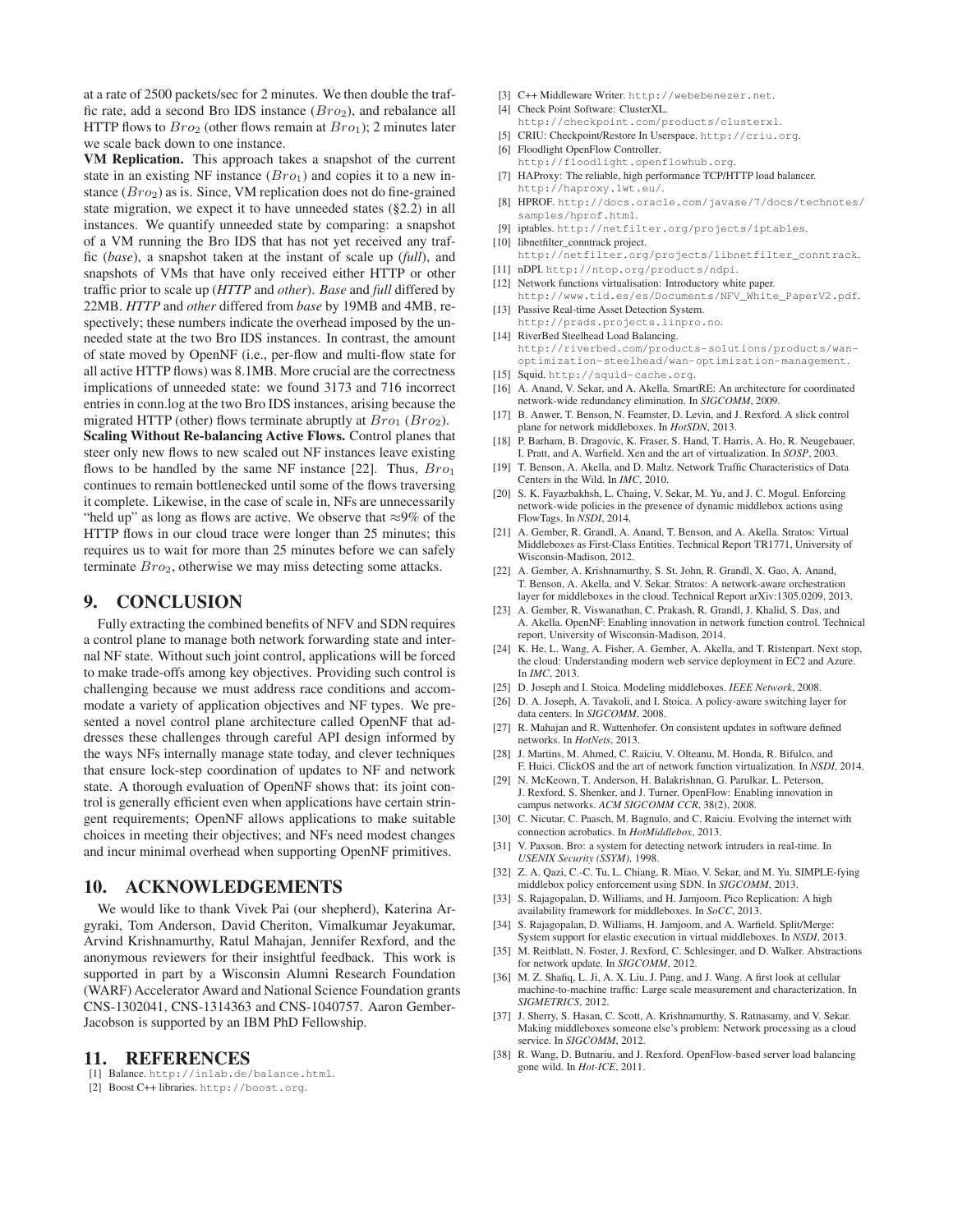at a rate of 2500 packets/sec for 2 minutes. We then double the traffic rate, add a second Bro IDS instance ($Bro_2$), and rebalance all HTTP flows to $Bro_2$ (other flows remain at $Bro_1$); 2 minutes later we scale back down to one instance.

**VM Replication.** This approach takes a snapshot of the current state in an existing NF instance ($Bro_1$) and copies it to a new instance ($Bro_2$) as is. Since, VM replication does not do fine-grained state migration, we expect it to have unneeded states (§2.2) in all instances. We quantify unneeded state by comparing: a snapshot of a VM running the Bro IDS that has not yet received any traffic (*base*), a snapshot taken at the instant of scale up (*full*), and snapshots of VMs that have only received either HTTP or other traffic prior to scale up (*HTTP* and *other*). *Base* and *full* differed by 22MB. *HTTP* and *other* differed from *base* by 19MB and 4MB, respectively; these numbers indicate the overhead imposed by the unneeded state at the two Bro IDS instances. In contrast, the amount of state moved by OpenNF (i.e., per-flow and multi-flow state for all active HTTP flows) was 8.1MB. More crucial are the correctness implications of unneeded state: we found 3173 and 716 incorrect entries in conn.log at the two Bro IDS instances, arising because the migrated HTTP (other) flows terminate abruptly at $Bro_1$ ($Bro_2$).

**Scaling Without Re-balancing Active Flows.** Control planes that steer only new flows to new scaled out NF instances leave existing flows to be handled by the same NF instance [22]. Thus, $Bro_1$ continues to remain bottlenecked until some of the flows traversing it complete. Likewise, in the case of scale in, NFs are unnecessarily "held up" as long as flows are active. We observe that $\approx$9% of the HTTP flows in our cloud trace were longer than 25 minutes; this requires us to wait for more than 25 minutes before we can safely terminate $Bro_2$, otherwise we may miss detecting some attacks.

# 9. CONCLUSION

Fully extracting the combined benefits of NFV and SDN requires a control plane to manage both network forwarding state and internal NF state. Without such joint control, applications will be forced to make trade-offs among key objectives. Providing such control is challenging because we must address race conditions and accommodate a variety of application objectives and NF types. We presented a novel control plane architecture called OpenNF that addresses these challenges through careful API design informed by the ways NFs internally manage state today, and clever techniques that ensure lock-step coordination of updates to NF and network state. A thorough evaluation of OpenNF shows that: its joint control is generally efficient even when applications have certain stringent requirements; OpenNF allows applications to make suitable choices in meeting their objectives; and NFs need modest changes and incur minimal overhead when supporting OpenNF primitives.

# 10. ACKNOWLEDGEMENTS

We would like to thank Vivek Pai (our shepherd), Katerina Argyraki, Tom Anderson, David Cheriton, Vimalkumar Jeyakumar, Arvind Krishnamurthy, Ratul Mahajan, Jennifer Rexford, and the anonymous reviewers for their insightful feedback. This work is supported in part by a Wisconsin Alumni Research Foundation (WARF) Accelerator Award and National Science Foundation grants CNS-1302041, CNS-1314363 and CNS-1040757. Aaron Gember-Jacobson is supported by an IBM PhD Fellowship.

# 11. REFERENCES

[1] Balance. http://inlab.de/balance.html.

[2] Boost C++ libraries. http://boost.org.

[3] C++ Middleware Writer. http://webebenezer.net.

[4] Check Point Software: ClusterXL. http://checkpoint.com/products/clusterxl.

[5] CRIU: Checkpoint/Restore In Userspace. http://criu.org.

[6] Floodlight OpenFlow Controller. http://floodlight.openflowhub.org.

[7] HAProxy: The reliable, high performance TCP/HTTP load balancer. http://haproxy.1wt.eu/.

[8] HPROF. http://docs.oracle.com/javase/7/docs/technotes/samples/hprof.html.

[9] iptables. http://netfilter.org/projects/iptables.

[10] libnetfilter_conntrack project. http://netfilter.org/projects/libnetfilter_conntrack.

[11] nDPI. http://ntop.org/products/ndpi.

[12] Network functions virtualisation: Introductory white paper. http://www.tid.es/es/Documents/NFV_White_PaperV2.pdf.

[13] Passive Real-time Asset Detection System. http://prads.projects.linpro.no.

[14] RiverBed Steelhead Load Balancing. http://riverbed.com/products-solutions/products/wan-optimization-steelhead/wan-optimization-management.

[15] Squid. http://squid-cache.org.

[16] A. Anand, V. Sekar, and A. Akella. SmartRE: An architecture for coordinated network-wide redundancy elimination. In *SIGCOMM*, 2009.

[17] B. Anwer, T. Benson, N. Feamster, D. Levin, and J. Rexford. A slick control plane for network middleboxes. In *HotSDN*, 2013.

[18] P. Barham, B. Dragovic, K. Fraser, S. Hand, T. Harris, A. Ho, R. Neugebauer, I. Pratt, and A. Warfield. Xen and the art of virtualization. In *SOSP*, 2003.

[19] T. Benson, A. Akella, and D. Maltz. Network Traffic Characteristics of Data Centers in the Wild. In *IMC*, 2010.

[20] S. K. Fayazbakhsh, L. Chaing, V. Sekar, M. Yu, and J. C. Mogul. Enforcing network-wide policies in the presence of dynamic middlebox actions using FlowTags. In *NSDI*, 2014.

[21] A. Gember, R. Grandl, A. Anand, T. Benson, and A. Akella. Stratos: Virtual Middleboxes as First-Class Entities. Technical Report TR1771, University of Wisconsin-Madison, 2012.

[22] A. Gember, A. Krishnamurthy, S. St. John, R. Grandl, X. Gao, A. Anand, T. Benson, A. Akella, and V. Sekar. Stratos: A network-aware orchestration layer for middleboxes in the cloud. Technical Report arXiv:1305.0209, 2013.

[23] A. Gember, R. Viswanathan, C. Prakash, R. Grandl, J. Khalid, S. Das, and A. Akella. OpenNF: Enabling innovation in network function control. Technical report, University of Wisconsin-Madison, 2014.

[24] K. He, L. Wang, A. Fisher, A. Gember, A. Akella, and T. Ristenpart. Next stop, the cloud: Understanding modern web service deployment in EC2 and Azure. In *IMC*, 2013.

[25] D. Joseph and I. Stoica. Modeling middleboxes. *IEEE Network*, 2008.

[26] D. A. Joseph, A. Tavakoli, and I. Stoica. A policy-aware switching layer for data centers. In *SIGCOMM*, 2008.

[27] R. Mahajan and R. Wattenhofer. On consistent updates in software defined networks. In *HotNets*, 2013.

[28] J. Martins, M. Ahmed, C. Raiciu, V. Olteanu, M. Honda, R. Bifulco, and F. Huici. ClickOS and the art of network function virtualization. In *NSDI*, 2014.

[29] N. McKeown, T. Anderson, H. Balakrishnan, G. Parulkar, L. Peterson, J. Rexford, S. Shenker, and J. Turner. OpenFlow: Enabling innovation in campus networks. *ACM SIGCOMM CCR*, 38(2), 2008.

[30] C. Nicutar, C. Paasch, M. Bagnulo, and C. Raiciu. Evolving the internet with connection acrobatics. In *HotMiddlebox*, 2013.

[31] V. Paxson. Bro: a system for detecting network intruders in real-time. In *USENIX Security (SSYM)*, 1998.

[32] Z. A. Qazi, C.-C. Tu, L. Chiang, R. Miao, V. Sekar, and M. Yu. SIMPLE-fying middlebox policy enforcement using SDN. In *SIGCOMM*, 2013.

[33] S. Rajagopalan, D. Williams, and H. Jamjoom. Pico Replication: A high availability framework for middleboxes. In *SoCC*, 2013.

[34] S. Rajagopalan, D. Williams, H. Jamjoom, and A. Warfield. Split/Merge: System support for elastic execution in virtual middleboxes. In *NSDI*, 2013.

[35] M. Reitblatt, N. Foster, J. Rexford, C. Schlesinger, and D. Walker. Abstractions for network update. In *SIGCOMM*, 2012.

[36] M. Z. Shafiq, L. Ji, A. X. Liu, J. Pang, and J. Wang. A first look at cellular machine-to-machine traffic: Large scale measurement and characterization. In *SIGMETRICS*, 2012.

[37] J. Sherry, S. Hasan, C. Scott, A. Krishnamurthy, S. Ratnasamy, and V. Sekar. Making middleboxes someone else's problem: Network processing as a cloud service. In *SIGCOMM*, 2012.

[38] R. Wang, D. Butnariu, and J. Rexford. OpenFlow-based server load balancing gone wild. In *Hot-ICE*, 2011.